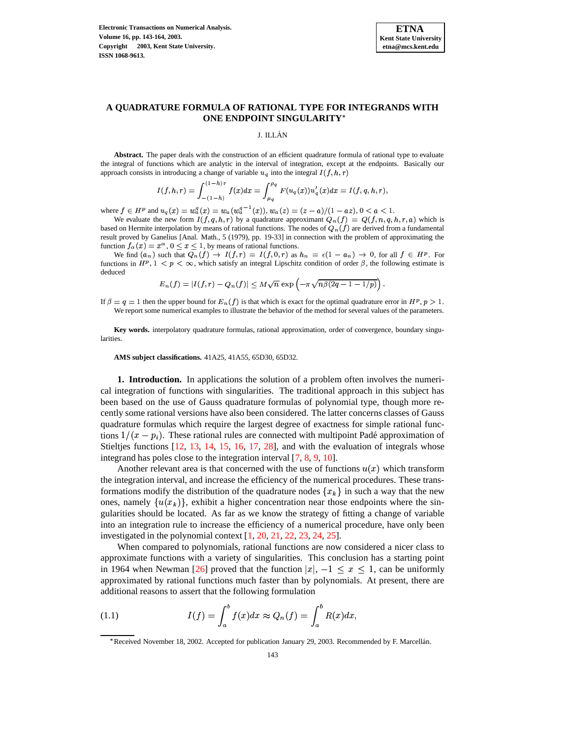# A QUADRATURE FORMULA OF RATIONAL TYPE FOR INTEGRANDS WITH ONE ENDPOINT SINGULARITY*

J. ILLÁN

**Abstract.** The paper deals with the construction of an efficient quadrature formula of rational type to evaluate the integral of functions which are analytic in the interval of integration, except at the endpoints. Basically our approach consists in introducing a change of variable $u_q$ into the integral $I(f,h,r)$

$$I(f,h,r) = \int_{-(1-h)}^{(1-h)r} f(x)dx = \int_{\mu_q}^{\rho_q} F(u_q(x))u_q'(x)dx = I(f,q,h,r),$$

where $f \in H^p$ and $u_q(x) = w_a^q(x) = w_a(w_a^{q-1}(x))$, $w_a(z) = (z-a)/(1-az)$, $0 < a < 1$.

We evaluate the new form $I(f,q,h,r)$ by a quadrature approximant $Q_n(f) = Q(f,n,q,h,r,a)$ which is based on Hermite interpolation by means of rational functions. The nodes of $Q_n(f)$ are derived from a fundamental result proved by Ganelius [Anal. Math., 5 (1979), pp. 19-33] in connection with the problem of approximating the function $f_\alpha(x) = x^\alpha$, $0 \le x \le 1$, by means of rational functions.

We find $(a_n)$ such that $Q_n(f) \to I(f,r) = I(f,0,r)$ as $h_n = \epsilon(1-a_n) \to 0$, for all $f \in H^p$. For functions in $H^p$, $1 < p < \infty$, which satisfy an integral Lipschitz condition of order $\beta$, the following estimate is deduced

$$E_n(f) = |I(f,r) - Q_n(f)| \le M\sqrt{n}\exp\left(-\pi\sqrt{n\beta(2q-1-1/p)}\right).$$

If $\beta = q = 1$ then the upper bound for $E_n(f)$ is that which is exact for the optimal quadrature error in $H^p$, $p > 1$.

We report some numerical examples to illustrate the behavior of the method for several values of the parameters.

**Key words.** interpolatory quadrature formulas, rational approximation, order of convergence, boundary singularities.

**AMS subject classifications.** 41A25, 41A55, 65D30, 65D32.

## 1. Introduction.

In applications the solution of a problem often involves the numerical integration of functions with singularities. The traditional approach in this subject has been based on the use of Gauss quadrature formulas of polynomial type, though more recently some rational versions have also been considered. The latter concerns classes of Gauss quadrature formulas which require the largest degree of exactness for simple rational functions $1/(x-p_i)$. These rational rules are connected with multipoint Padé approximation of Stieltjes functions [12, 13, 14, 15, 16, 17, 28], and with the evaluation of integrals whose integrand has poles close to the integration interval [7, 8, 9, 10].

Another relevant area is that concerned with the use of functions $u(x)$ which transform the integration interval, and increase the efficiency of the numerical procedures. These transformations modify the distribution of the quadrature nodes $\{x_k\}$ in such a way that the new ones, namely $\{u(x_k)\}$, exhibit a higher concentration near those endpoints where the singularities should be located. As far as we know the strategy of fitting a change of variable into an integration rule to increase the efficiency of a numerical procedure, have only been investigated in the polynomial context [1, 20, 21, 22, 23, 24, 25].

When compared to polynomials, rational functions are now considered a nicer class to approximate functions with a variety of singularities. This conclusion has a starting point in 1964 when Newman [26] proved that the function $|x|$, $-1 \le x \le 1$, can be uniformly approximated by rational functions much faster than by polynomials. At present, there are additional reasons to assert that the following formulation

$$I(f) = \int_a^b f(x)dx \approx Q_n(f) = \int_a^b R(x)dx, \tag{1.1}$$

*Received November 18, 2002. Accepted for publication January 29, 2003. Recommended by F. Marcellán.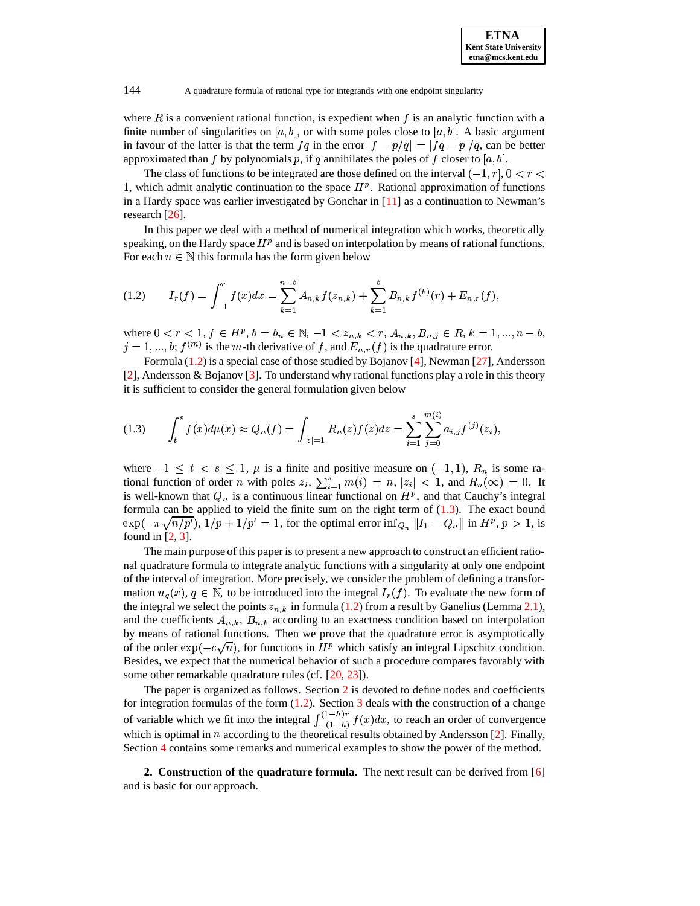where $R$ is a convenient rational function, is expedient when $f$ is an analytic function with a finite number of singularities on $[a, b]$, or with some poles close to $[a, b]$. A basic argument in favour of the latter is that the term $fq$ in the error $|f - p/q| = |fq - p|/q$, can be better approximated than $f$ by polynomials $p$, if $q$ annihilates the poles of $f$ closer to $[a, b]$.

The class of functions to be integrated are those defined on the interval $(-1, r]$, $0 < r < 1$, which admit analytic continuation to the space $H^p$. Rational approximation of functions in a Hardy space was earlier investigated by Gonchar in [11] as a continuation to Newman's research [26].

In this paper we deal with a method of numerical integration which works, theoretically speaking, on the Hardy space $H^p$ and is based on interpolation by means of rational functions. For each $n \in \mathbb{N}$ this formula has the form given below

$$
(1.2) \qquad I_r(f) = \int_{-1}^{r} f(x)dx = \sum_{k=1}^{n-b} A_{n,k} f(z_{n,k}) + \sum_{k=1}^{b} B_{n,k} f^{(k)}(r) + E_{n,r}(f),
$$

where $0 < r < 1$, $f \in H^p$, $b = b_n \in \mathbb{N}$, $-1 < z_{n,k} < r$, $A_{n,k}, B_{n,j} \in R$, $k = 1, ..., n - b$, $j = 1, ..., b$; $f^{(m)}$ is the $m$-th derivative of $f$, and $E_{n,r}(f)$ is the quadrature error.

Formula (1.2) is a special case of those studied by Bojanov [4], Newman [27], Andersson [2], Andersson & Bojanov [3]. To understand why rational functions play a role in this theory it is sufficient to consider the general formulation given below

$$
(1.3) \qquad \int_t^s f(x)d\mu(x) \approx Q_n(f) = \int_{|z|=1} R_n(z)f(z)dz = \sum_{i=1}^{s} \sum_{j=0}^{m(i)} a_{i,j} f^{(j)}(z_i),
$$

where $-1 \le t < s \le 1$, $\mu$ is a finite and positive measure on $(-1, 1)$, $R_n$ is some rational function of order $n$ with poles $z_i$, $\sum_{i=1}^{s} m(i) = n$, $|z_i| < 1$, and $R_n(\infty) = 0$. It is well-known that $Q_n$ is a continuous linear functional on $H^p$, and that Cauchy's integral formula can be applied to yield the finite sum on the right term of (1.3). The exact bound $\exp(-\pi\sqrt{n/p'})$, $1/p + 1/p' = 1$, for the optimal error $\inf_{Q_n} \|I_1 - Q_n\|$ in $H^p$, $p > 1$, is found in [2, 3].

The main purpose of this paper is to present a new approach to construct an efficient rational quadrature formula to integrate analytic functions with a singularity at only one endpoint of the interval of integration. More precisely, we consider the problem of defining a transformation $u_q(x)$, $q \in \mathbb{N}$, to be introduced into the integral $I_r(f)$. To evaluate the new form of the integral we select the points $z_{n,k}$ in formula (1.2) from a result by Ganelius (Lemma 2.1), and the coefficients $A_{n,k}$, $B_{n,k}$ according to an exactness condition based on interpolation by means of rational functions. Then we prove that the quadrature error is asymptotically of the order $\exp(-c\sqrt{n})$, for functions in $H^p$ which satisfy an integral Lipschitz condition. Besides, we expect that the numerical behavior of such a procedure compares favorably with some other remarkable quadrature rules (cf. [20, 23]).

The paper is organized as follows. Section 2 is devoted to define nodes and coefficients for integration formulas of the form (1.2). Section 3 deals with the construction of a change of variable which we fit into the integral $\int_{-(1-h)}^{(1-h)r} f(x)dx$, to reach an order of convergence which is optimal in $n$ according to the theoretical results obtained by Andersson [2]. Finally, Section 4 contains some remarks and numerical examples to show the power of the method.

## 2. Construction of the quadrature formula.

The next result can be derived from [6] and is basic for our approach.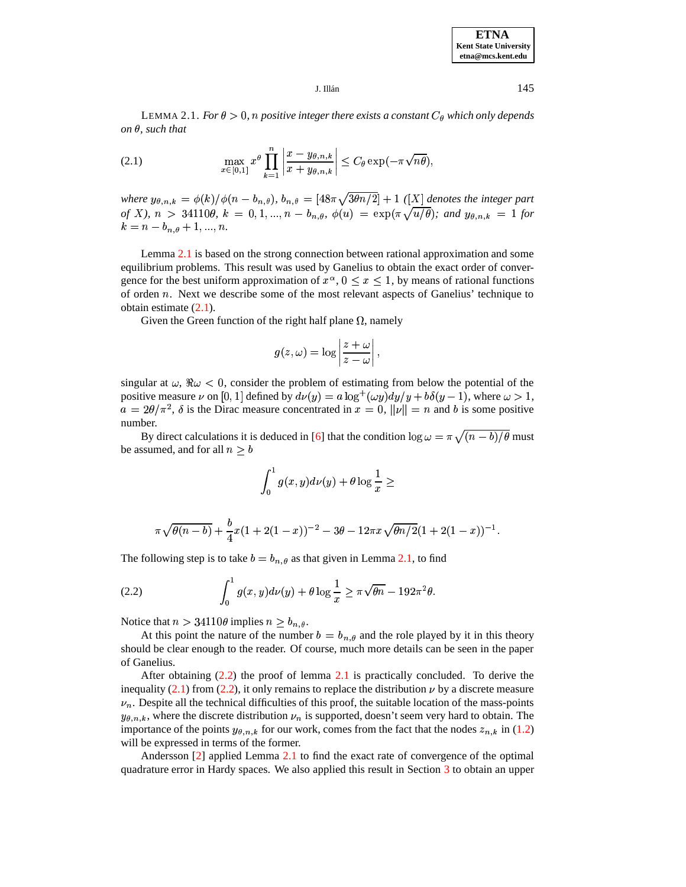LEMMA 2.1. *For $\theta > 0$, $n$ positive integer there exists a constant $C_\theta$ which only depends on $\theta$, such that*

$$\max_{x\in[0,1]} x^\theta \prod_{k=1}^{n} \left| \frac{x - y_{\theta,n,k}}{x + y_{\theta,n,k}} \right| \leq C_\theta \exp(-\pi\sqrt{n\theta}), \tag{2.1}$$

*where $y_{\theta,n,k} = \phi(k)/\phi(n - b_{n,\theta})$, $b_{n,\theta} = [48\pi\sqrt{3\theta n/2}] + 1$ ($[X]$ denotes the integer part of $X$), $n > 34110\theta$, $k = 0, 1, ..., n - b_{n,\theta}$, $\phi(u) = \exp(\pi\sqrt{u/\theta})$; and $y_{\theta,n,k} = 1$ for $k = n - b_{n,\theta} + 1, ..., n$.*

Lemma 2.1 is based on the strong connection between rational approximation and some equilibrium problems. This result was used by Ganelius to obtain the exact order of convergence for the best uniform approximation of $x^\alpha$, $0 \leq x \leq 1$, by means of rational functions of orden $n$. Next we describe some of the most relevant aspects of Ganelius' technique to obtain estimate (2.1).

Given the Green function of the right half plane $\Omega$, namely

$$g(z, \omega) = \log\left|\frac{z + \omega}{z - \omega}\right|,$$

singular at $\omega$, $\Re\omega < 0$, consider the problem of estimating from below the potential of the positive measure $\nu$ on $[0, 1]$ defined by $d\nu(y) = a\log^+(\omega y)dy/y + b\delta(y - 1)$, where $\omega > 1$, $a = 2\theta/\pi^2$, $\delta$ is the Dirac measure concentrated in $x = 0$, $||\nu|| = n$ and $b$ is some positive number.

By direct calculations it is deduced in [6] that the condition $\log\omega = \pi\sqrt{(n - b)/\theta}$ must be assumed, and for all $n \geq b$

$$\int_0^1 g(x, y)d\nu(y) + \theta\log\frac{1}{x} \geq$$

$$\pi\sqrt{\theta(n - b)} + \frac{b}{4}x(1 + 2(1 - x))^{-2} - 3\theta - 12\pi x\sqrt{\theta n/2}(1 + 2(1 - x))^{-1}.$$

The following step is to take $b = b_{n,\theta}$ as that given in Lemma 2.1, to find

$$\int_0^1 g(x, y)d\nu(y) + \theta\log\frac{1}{x} \geq \pi\sqrt{\theta n} - 192\pi^2\theta. \tag{2.2}$$

Notice that $n > 34110\theta$ implies $n \geq b_{n,\theta}$.

At this point the nature of the number $b = b_{n,\theta}$ and the role played by it in this theory should be clear enough to the reader. Of course, much more details can be seen in the paper of Ganelius.

After obtaining (2.2) the proof of lemma 2.1 is practically concluded. To derive the inequality (2.1) from (2.2), it only remains to replace the distribution $\nu$ by a discrete measure $\nu_n$. Despite all the technical difficulties of this proof, the suitable location of the mass-points $y_{\theta,n,k}$, where the discrete distribution $\nu_n$ is supported, doesn't seem very hard to obtain. The importance of the points $y_{\theta,n,k}$ for our work, comes from the fact that the nodes $z_{n,k}$ in (1.2) will be expressed in terms of the former.

Andersson [2] applied Lemma 2.1 to find the exact rate of convergence of the optimal quadrature error in Hardy spaces. We also applied this result in Section 3 to obtain an upper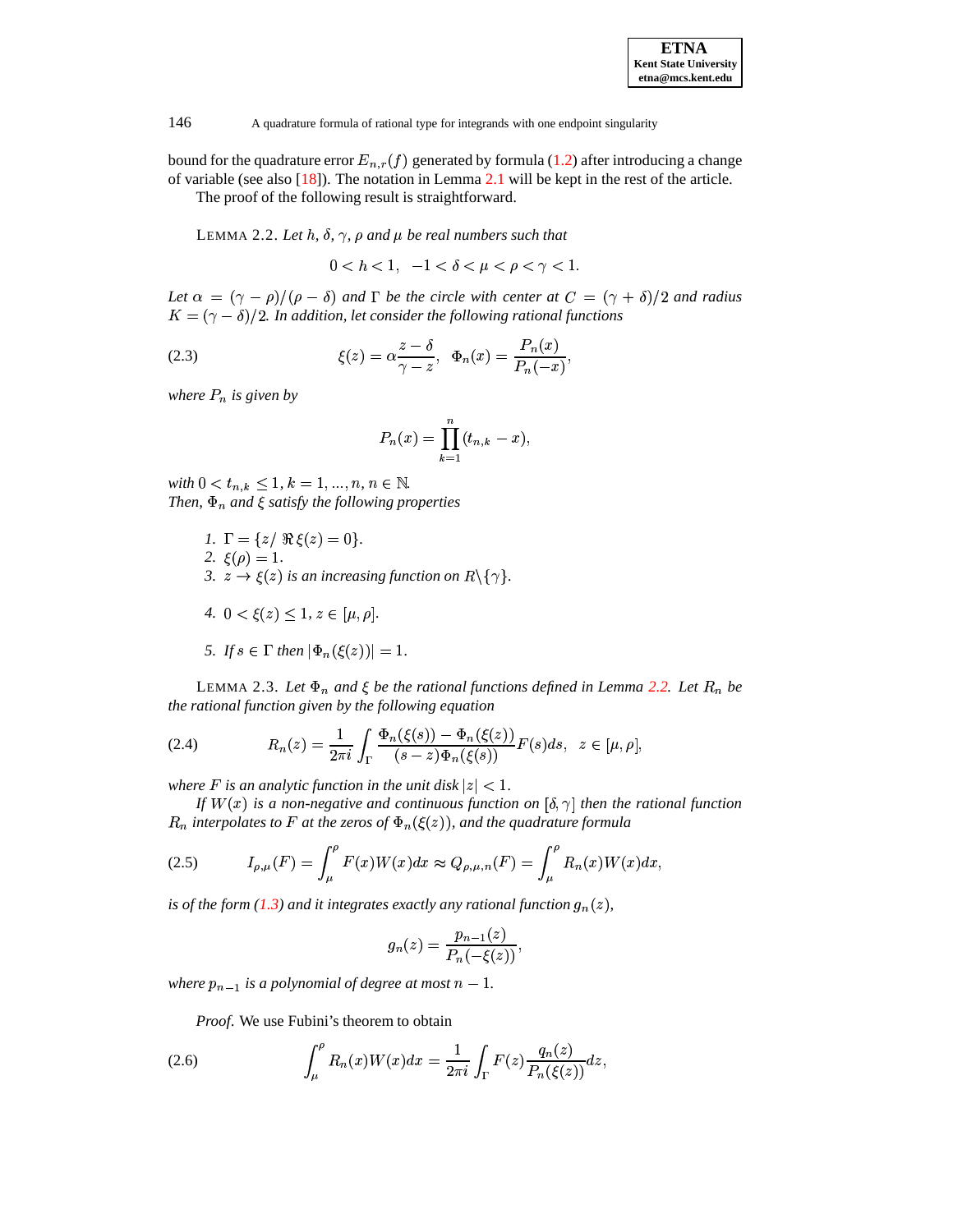bound for the quadrature error $E_{n,r}(f)$ generated by formula (1.2) after introducing a change of variable (see also [18]). The notation in Lemma 2.1 will be kept in the rest of the article.

The proof of the following result is straightforward.

LEMMA 2.2. *Let $h$, $\delta$, $\gamma$, $\rho$ and $\mu$ be real numbers such that*

$$0 < h < 1, \quad -1 < \delta < \mu < \rho < \gamma < 1.$$

*Let $\alpha = (\gamma - \rho)/(\rho - \delta)$ and $\Gamma$ be the circle with center at $C = (\gamma + \delta)/2$ and radius $K = (\gamma - \delta)/2$. In addition, let consider the following rational functions*

$$\xi(z) = \alpha \frac{z - \delta}{\gamma - z}, \quad \Phi_n(x) = \frac{P_n(x)}{P_n(-x)}, \tag{2.3}$$

*where $P_n$ is given by*

$$P_n(x) = \prod_{k=1}^{n} (t_{n,k} - x),$$

*with $0 < t_{n,k} \leq 1$, $k = 1, ..., n$, $n \in \mathbb{N}$.*
*Then, $\Phi_n$ and $\xi$ satisfy the following properties*

1. $\Gamma = \{z / \ \Re\, \xi(z) = 0\}$.
2. $\xi(\rho) = 1$.
3. $z \to \xi(z)$ *is an increasing function on* $R \backslash \{\gamma\}$.
4. $0 < \xi(z) \leq 1$, $z \in [\mu, \rho]$.
5. *If* $s \in \Gamma$ *then* $|\Phi_n(\xi(z))| = 1$.

LEMMA 2.3. *Let $\Phi_n$ and $\xi$ be the rational functions defined in Lemma 2.2. Let $R_n$ be the rational function given by the following equation*

$$R_n(z) = \frac{1}{2\pi i} \int_{\Gamma} \frac{\Phi_n(\xi(s)) - \Phi_n(\xi(z))}{(s - z)\Phi_n(\xi(s))} F(s) ds, \quad z \in [\mu, \rho], \tag{2.4}$$

*where $F$ is an analytic function in the unit disk $|z| < 1$.*

*If $W(x)$ is a non-negative and continuous function on $[\delta, \gamma]$ then the rational function $R_n$ interpolates to $F$ at the zeros of $\Phi_n(\xi(z))$, and the quadrature formula*

$$I_{\rho,\mu}(F) = \int_{\mu}^{\rho} F(x) W(x) dx \approx Q_{\rho,\mu,n}(F) = \int_{\mu}^{\rho} R_n(x) W(x) dx, \tag{2.5}$$

*is of the form (1.3) and it integrates exactly any rational function $g_n(z)$,*

$$g_n(z) = \frac{p_{n-1}(z)}{P_n(-\xi(z))},$$

*where $p_{n-1}$ is a polynomial of degree at most $n - 1$.*

*Proof.* We use Fubini's theorem to obtain

$$\int_{\mu}^{\rho} R_n(x) W(x) dx = \frac{1}{2\pi i} \int_{\Gamma} F(z) \frac{q_n(z)}{P_n(\xi(z))} dz, \tag{2.6}$$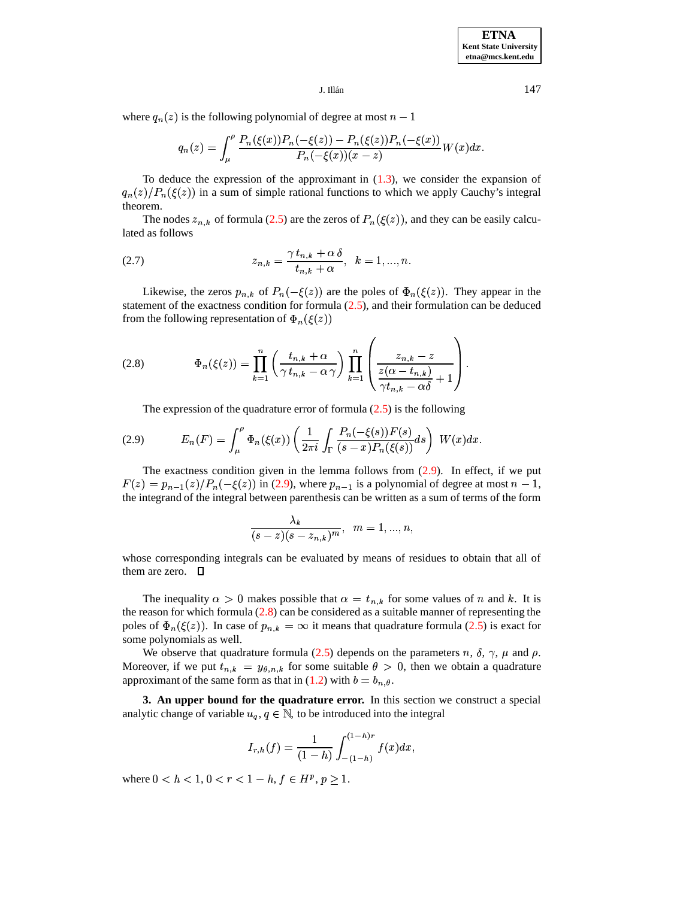where $q_n(z)$ is the following polynomial of degree at most $n-1$

$$q_n(z) = \int_{\mu}^{\rho} \frac{P_n(\xi(x))P_n(-\xi(z)) - P_n(\xi(z))P_n(-\xi(x))}{P_n(-\xi(x))(x-z)} W(x)dx.$$

To deduce the expression of the approximant in (1.3), we consider the expansion of $q_n(z)/P_n(\xi(z))$ in a sum of simple rational functions to which we apply Cauchy's integral theorem.

The nodes $z_{n,k}$ of formula (2.5) are the zeros of $P_n(\xi(z))$, and they can be easily calculated as follows

$$z_{n,k} = \frac{\gamma\, t_{n,k} + \alpha\, \delta}{t_{n,k} + \alpha}, \quad k = 1, ..., n. \tag{2.7}$$

Likewise, the zeros $p_{n,k}$ of $P_n(-\xi(z))$ are the poles of $\Phi_n(\xi(z))$. They appear in the statement of the exactness condition for formula (2.5), and their formulation can be deduced from the following representation of $\Phi_n(\xi(z))$

$$\Phi_n(\xi(z)) = \prod_{k=1}^{n} \left( \frac{t_{n,k} + \alpha}{\gamma\, t_{n,k} - \alpha\, \gamma} \right) \prod_{k=1}^{n} \left( \frac{z_{n,k} - z}{\dfrac{z(\alpha - t_{n,k})}{\gamma t_{n,k} - \alpha\delta} + 1} \right). \tag{2.8}$$

The expression of the quadrature error of formula (2.5) is the following

$$E_n(F) = \int_{\mu}^{\rho} \Phi_n(\xi(x)) \left( \frac{1}{2\pi i} \int_{\Gamma} \frac{P_n(-\xi(s))F(s)}{(s-x)P_n(\xi(s))} ds \right) \, W(x)dx. \tag{2.9}$$

The exactness condition given in the lemma follows from (2.9). In effect, if we put $F(z) = p_{n-1}(z)/P_n(-\xi(z))$ in (2.9), where $p_{n-1}$ is a polynomial of degree at most $n-1$, the integrand of the integral between parenthesis can be written as a sum of terms of the form

$$\frac{\lambda_k}{(s-z)(s-z_{n,k})^m}, \quad m = 1, ..., n,$$

whose corresponding integrals can be evaluated by means of residues to obtain that all of them are zero. □

The inequality $\alpha > 0$ makes possible that $\alpha = t_{n,k}$ for some values of $n$ and $k$. It is the reason for which formula (2.8) can be considered as a suitable manner of representing the poles of $\Phi_n(\xi(z))$. In case of $p_{n,k} = \infty$ it means that quadrature formula (2.5) is exact for some polynomials as well.

We observe that quadrature formula (2.5) depends on the parameters $n$, $\delta$, $\gamma$, $\mu$ and $\rho$. Moreover, if we put $t_{n,k} = y_{\theta,n,k}$ for some suitable $\theta > 0$, then we obtain a quadrature approximant of the same form as that in (1.2) with $b = b_{n,\theta}$.

**3. An upper bound for the quadrature error.** In this section we construct a special analytic change of variable $u_q$, $q \in \mathbb{N}$, to be introduced into the integral

$$I_{r,h}(f) = \frac{1}{(1-h)} \int_{-(1-h)}^{(1-h)r} f(x)dx,$$

where $0 < h < 1$, $0 < r < 1-h$, $f \in H^p$, $p \geq 1$.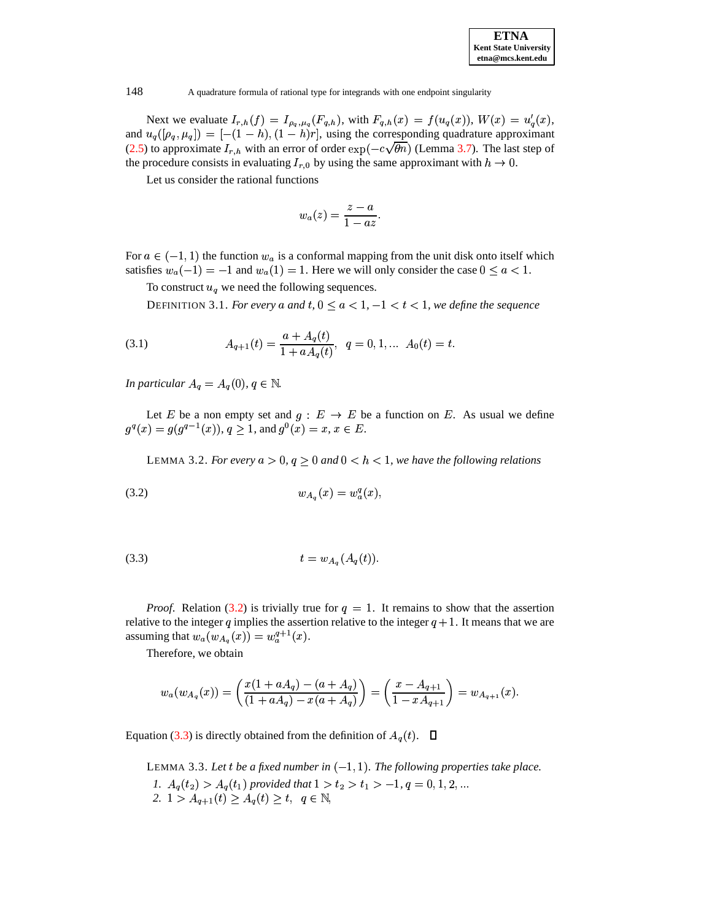Next we evaluate $I_{r,h}(f) = I_{\rho_q,\mu_q}(F_{q,h})$, with $F_{q,h}(x) = f(u_q(x))$, $W(x) = u_q'(x)$, and $u_q([\rho_q, \mu_q]) = [-(1-h), (1-h)r]$, using the corresponding quadrature approximant (2.5) to approximate $I_{r,h}$ with an error of order $\exp(-c\sqrt{\theta n})$ (Lemma 3.7). The last step of the procedure consists in evaluating $I_{r,0}$ by using the same approximant with $h \to 0$.

Let us consider the rational functions

$$w_a(z) = \frac{z-a}{1-az}.$$

For $a \in (-1,1)$ the function $w_a$ is a conformal mapping from the unit disk onto itself which satisfies $w_a(-1) = -1$ and $w_a(1) = 1$. Here we will only consider the case $0 \leq a < 1$.

To construct $u_q$ we need the following sequences.

DEFINITION 3.1. *For every $a$ and $t$, $0 \leq a < 1, -1 < t < 1$, we define the sequence*

$$A_{q+1}(t) = \frac{a + A_q(t)}{1 + aA_q(t)}, \quad q = 0, 1, \ldots \quad A_0(t) = t. \tag{3.1}$$

*In particular $A_q = A_q(0)$, $q \in \mathbb{N}$.*

Let $E$ be a non empty set and $g : E \to E$ be a function on $E$. As usual we define $g^q(x) = g(g^{q-1}(x))$, $q \geq 1$, and $g^0(x) = x$, $x \in E$.

LEMMA 3.2. *For every $a > 0$, $q \geq 0$ and $0 < h < 1$, we have the following relations*

$$w_{A_q}(x) = w_a^q(x), \tag{3.2}$$

$$t = w_{A_q}(A_q(t)). \tag{3.3}$$

*Proof.* Relation (3.2) is trivially true for $q = 1$. It remains to show that the assertion relative to the integer $q$ implies the assertion relative to the integer $q+1$. It means that we are assuming that $w_a(w_{A_q}(x)) = w_a^{q+1}(x)$.

Therefore, we obtain

$$w_a(w_{A_q}(x)) = \left(\frac{x(1+aA_q) - (a + A_q)}{(1+aA_q) - x(a+A_q)}\right) = \left(\frac{x - A_{q+1}}{1 - xA_{q+1}}\right) = w_{A_{q+1}}(x).$$

Equation (3.3) is directly obtained from the definition of $A_q(t)$. $\square$

LEMMA 3.3. *Let $t$ be a fixed number in $(-1,1)$. The following properties take place.*

1. $A_q(t_2) > A_q(t_1)$ *provided that* $1 > t_2 > t_1 > -1$, $q = 0, 1, 2, \ldots$
2. $1 > A_{q+1}(t) \geq A_q(t) \geq t$, $\quad q \in \mathbb{N}$,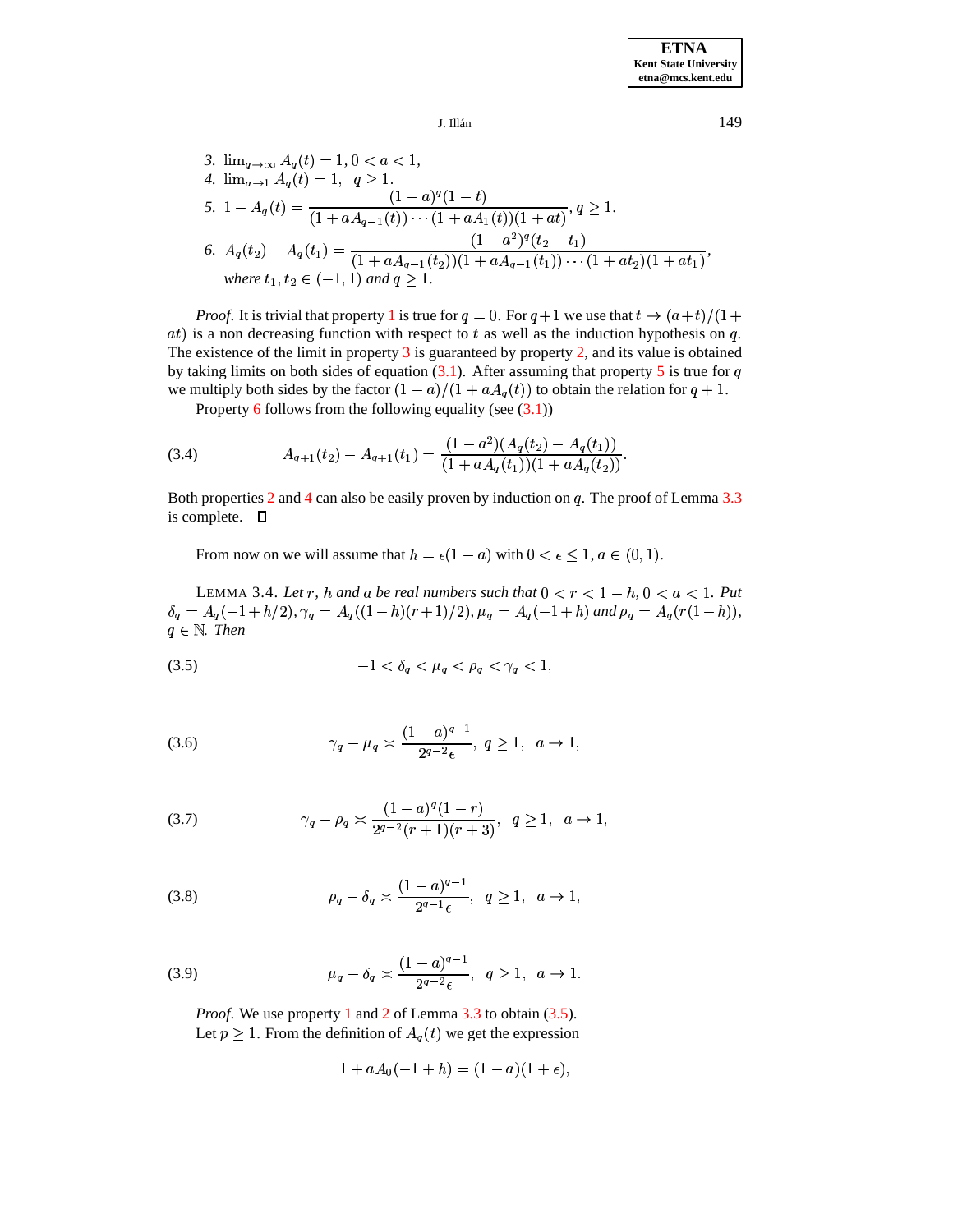3. $\lim_{q\to\infty} A_q(t) = 1, 0 < a < 1,$
4. $\lim_{a\to 1} A_q(t) = 1, \ \ q \geq 1.$
5. $1 - A_q(t) = \dfrac{(1-a)^q(1-t)}{(1+aA_{q-1}(t))\cdots(1+aA_1(t))(1+at)}, q \geq 1.$
6. $A_q(t_2) - A_q(t_1) = \dfrac{(1-a^2)^q(t_2-t_1)}{(1+aA_{q-1}(t_2))(1+aA_{q-1}(t_1))\cdots(1+at_2)(1+at_1)},$
   *where* $t_1, t_2 \in (-1,1)$ *and* $q \geq 1$.

*Proof.* It is trivial that property 1 is true for $q = 0$. For $q+1$ we use that $t \to (a+t)/(1+at)$ is a non decreasing function with respect to $t$ as well as the induction hypothesis on $q$. The existence of the limit in property 3 is guaranteed by property 2, and its value is obtained by taking limits on both sides of equation (3.1). After assuming that property 5 is true for $q$ we multiply both sides by the factor $(1-a)/(1+aA_q(t))$ to obtain the relation for $q+1$.

Property 6 follows from the following equality (see (3.1))

$$A_{q+1}(t_2) - A_{q+1}(t_1) = \frac{(1-a^2)(A_q(t_2) - A_q(t_1))}{(1+aA_q(t_1))(1+aA_q(t_2))}. \tag{3.4}$$

Both properties 2 and 4 can also be easily proven by induction on $q$. The proof of Lemma 3.3 is complete. ∎

From now on we will assume that $h = \epsilon(1-a)$ with $0 < \epsilon \leq 1, a \in (0,1)$.

LEMMA 3.4. *Let* $r$*,* $h$ *and* $a$ *be real numbers such that* $0 < r < 1-h, 0 < a < 1$*. Put* $\delta_q = A_q(-1+h/2), \gamma_q = A_q((1-h)(r+1)/2), \mu_q = A_q(-1+h)$ *and* $\rho_q = A_q(r(1-h))$*,* $q \in \mathbb{N}$*. Then*

$$-1 < \delta_q < \mu_q < \rho_q < \gamma_q < 1, \tag{3.5}$$

$$\gamma_q - \mu_q \asymp \frac{(1-a)^{q-1}}{2^{q-2}\epsilon}, \ \ q \geq 1, \ \ a \to 1, \tag{3.6}$$

$$\gamma_q - \rho_q \asymp \frac{(1-a)^q(1-r)}{2^{q-2}(r+1)(r+3)}, \ \ q \geq 1, \ \ a \to 1, \tag{3.7}$$

$$\rho_q - \delta_q \asymp \frac{(1-a)^{q-1}}{2^{q-1}\epsilon}, \ \ q \geq 1, \ \ a \to 1, \tag{3.8}$$

$$\mu_q - \delta_q \asymp \frac{(1-a)^{q-1}}{2^{q-2}\epsilon}, \ \ q \geq 1, \ \ a \to 1. \tag{3.9}$$

*Proof.* We use property 1 and 2 of Lemma 3.3 to obtain (3.5).

Let $p \geq 1$. From the definition of $A_q(t)$ we get the expression

$$1 + aA_0(-1+h) = (1-a)(1+\epsilon),$$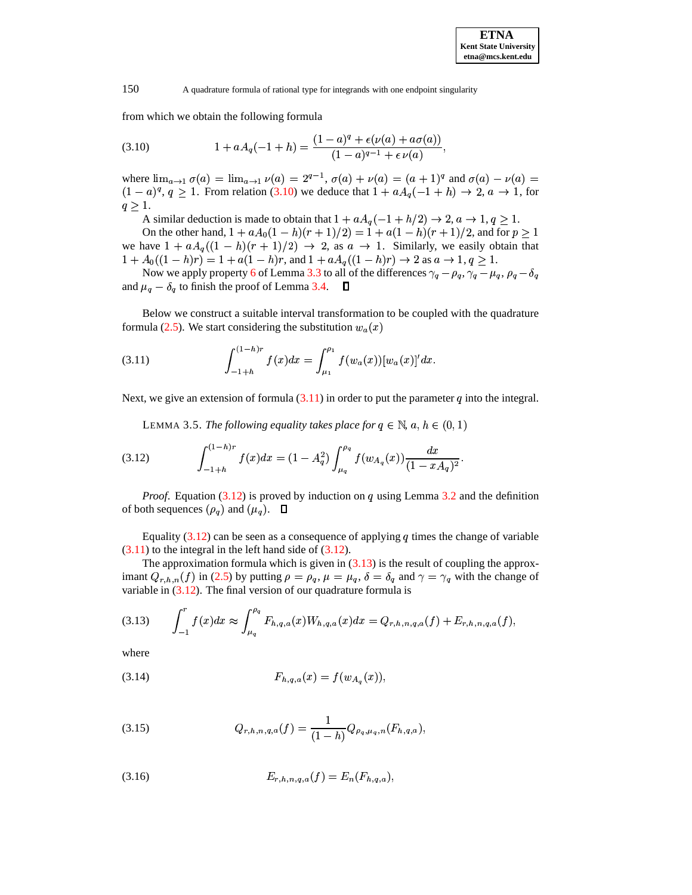from which we obtain the following formula

$$1 + aA_q(-1+h) = \frac{(1-a)^q + \epsilon(\nu(a) + a\sigma(a))}{(1-a)^{q-1} + \epsilon\,\nu(a)}, \tag{3.10}$$

where $\lim_{a\to 1}\sigma(a) = \lim_{a\to 1}\nu(a) = 2^{q-1}$, $\sigma(a) + \nu(a) = (a+1)^q$ and $\sigma(a) - \nu(a) = (1-a)^q$, $q \geq 1$. From relation (3.10) we deduce that $1 + aA_q(-1+h) \to 2$, $a \to 1$, for $q \geq 1$.

A similar deduction is made to obtain that $1 + aA_q(-1+h/2) \to 2, a \to 1, q \geq 1$.

On the other hand, $1 + aA_0(1-h)(r+1)/2) = 1 + a(1-h)(r+1)/2$, and for $p \geq 1$ we have $1 + aA_q((1-h)(r+1)/2) \to 2$, as $a \to 1$. Similarly, we easily obtain that $1 + A_0((1-h)r) = 1 + a(1-h)r$, and $1 + aA_q((1-h)r) \to 2$ as $a \to 1, q \geq 1$.

Now we apply property 6 of Lemma 3.3 to all of the differences $\gamma_q - \rho_q$, $\gamma_q - \mu_q$, $\rho_q - \delta_q$ and $\mu_q - \delta_q$ to finish the proof of Lemma 3.4. ∎

Below we construct a suitable interval transformation to be coupled with the quadrature formula (2.5). We start considering the substitution $w_a(x)$

$$\int_{-1+h}^{(1-h)r} f(x)dx = \int_{\mu_1}^{\rho_1} f(w_a(x))[w_a(x)]'dx. \tag{3.11}$$

Next, we give an extension of formula (3.11) in order to put the parameter $q$ into the integral.

LEMMA 3.5. *The following equality takes place for $q \in \mathbb{N}$, $a, h \in (0,1)$*

$$\int_{-1+h}^{(1-h)r} f(x)dx = (1-A_q^2)\int_{\mu_q}^{\rho_q} f(w_{A_q}(x))\frac{dx}{(1-xA_q)^2}. \tag{3.12}$$

*Proof*. Equation (3.12) is proved by induction on $q$ using Lemma 3.2 and the definition of both sequences $(\rho_q)$ and $(\mu_q)$. ∎

Equality (3.12) can be seen as a consequence of applying $q$ times the change of variable (3.11) to the integral in the left hand side of (3.12).

The approximation formula which is given in (3.13) is the result of coupling the approximant $Q_{r,h,n}(f)$ in (2.5) by putting $\rho = \rho_q$, $\mu = \mu_q$, $\delta = \delta_q$ and $\gamma = \gamma_q$ with the change of variable in (3.12). The final version of our quadrature formula is

$$\int_{-1}^{r} f(x)dx \approx \int_{\mu_q}^{\rho_q} F_{h,q,a}(x)W_{h,q,a}(x)dx = Q_{r,h,n,q,a}(f) + E_{r,h,n,q,a}(f), \tag{3.13}$$

where

$$F_{h,q,a}(x) = f(w_{A_q}(x)), \tag{3.14}$$

$$Q_{r,h,n,q,a}(f) = \frac{1}{(1-h)}Q_{\rho_q,\mu_q,n}(F_{h,q,a}), \tag{3.15}$$

$$E_{r,h,n,q,a}(f) = E_n(F_{h,q,a}), \tag{3.16}$$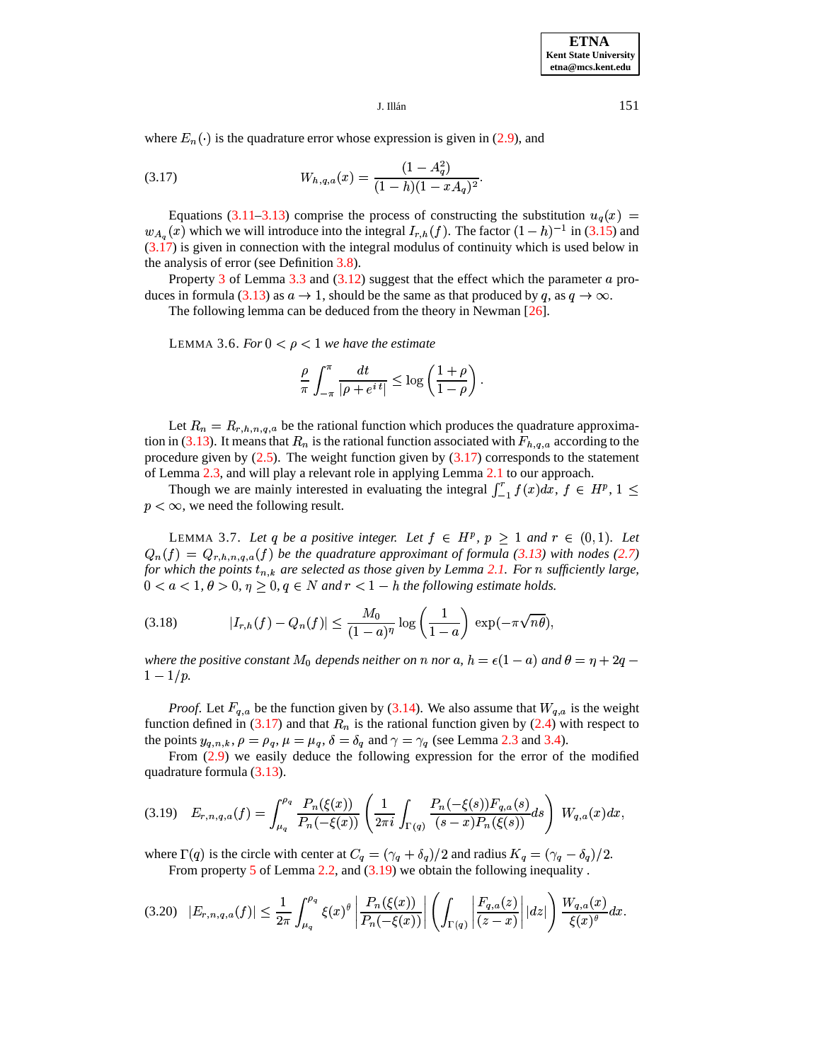where $E_n(\cdot)$ is the quadrature error whose expression is given in (2.9), and

$$W_{h,q,a}(x) = \frac{(1 - A_q^2)}{(1-h)(1 - xA_q)^2}. \tag{3.17}$$

Equations (3.11–3.13) comprise the process of constructing the substitution $u_q(x) = w_{A_q}(x)$ which we will introduce into the integral $I_{r,h}(f)$. The factor $(1-h)^{-1}$ in (3.15) and (3.17) is given in connection with the integral modulus of continuity which is used below in the analysis of error (see Definition 3.8).

Property 3 of Lemma 3.3 and (3.12) suggest that the effect which the parameter $a$ produces in formula (3.13) as $a \to 1$, should be the same as that produced by $q$, as $q \to \infty$.

The following lemma can be deduced from the theory in Newman [26].

LEMMA 3.6. *For $0 < \rho < 1$ we have the estimate*

$$\frac{\rho}{\pi} \int_{-\pi}^{\pi} \frac{dt}{|\rho + e^{i\,t}|} \le \log\left(\frac{1+\rho}{1-\rho}\right).$$

Let $R_n = R_{r,h,n,q,a}$ be the rational function which produces the quadrature approximation in (3.13). It means that $R_n$ is the rational function associated with $F_{h,q,a}$ according to the procedure given by (2.5). The weight function given by (3.17) corresponds to the statement of Lemma 2.3, and will play a relevant role in applying Lemma 2.1 to our approach.

Though we are mainly interested in evaluating the integral $\int_{-1}^{r} f(x)dx$, $f \in H^p$, $1 \le p < \infty$, we need the following result.

LEMMA 3.7. *Let $q$ be a positive integer. Let $f \in H^p$, $p \ge 1$ and $r \in (0,1)$. Let $Q_n(f) = Q_{r,h,n,q,a}(f)$ be the quadrature approximant of formula (3.13) with nodes (2.7) for which the points $t_{n,k}$ are selected as those given by Lemma 2.1. For $n$ sufficiently large, $0 < a < 1, \theta > 0, \eta \ge 0, q \in N$ and $r < 1 - h$ the following estimate holds.*

$$|I_{r,h}(f) - Q_n(f)| \le \frac{M_0}{(1-a)^\eta} \log\left(\frac{1}{1-a}\right) \exp(-\pi\sqrt{n\theta}), \tag{3.18}$$

*where the positive constant $M_0$ depends neither on $n$ nor $a$, $h = \epsilon(1-a)$ and $\theta = \eta + 2q - 1 - 1/p$.*

*Proof*. Let $F_{q,a}$ be the function given by (3.14). We also assume that $W_{q,a}$ is the weight function defined in (3.17) and that $R_n$ is the rational function given by (2.4) with respect to the points $y_{q,n,k}$, $\rho = \rho_q$, $\mu = \mu_q$, $\delta = \delta_q$ and $\gamma = \gamma_q$ (see Lemma 2.3 and 3.4).

From (2.9) we easily deduce the following expression for the error of the modified quadrature formula (3.13).

$$E_{r,n,q,a}(f) = \int_{\mu_q}^{\rho_q} \frac{P_n(\xi(x))}{P_n(-\xi(x))} \left( \frac{1}{2\pi i} \int_{\Gamma(q)} \frac{P_n(-\xi(s)) F_{q,a}(s)}{(s-x) P_n(\xi(s))} ds \right) W_{q,a}(x) dx, \tag{3.19}$$

where $\Gamma(q)$ is the circle with center at $C_q = (\gamma_q + \delta_q)/2$ and radius $K_q = (\gamma_q - \delta_q)/2$.

From property 5 of Lemma 2.2, and (3.19) we obtain the following inequality .

$$|E_{r,n,q,a}(f)| \le \frac{1}{2\pi} \int_{\mu_q}^{\rho_q} \xi(x)^\theta \left| \frac{P_n(\xi(x))}{P_n(-\xi(x))} \right| \left( \int_{\Gamma(q)} \left| \frac{F_{q,a}(z)}{(z-x)} \right| |dz| \right) \frac{W_{q,a}(x)}{\xi(x)^\theta} dx. \tag{3.20}$$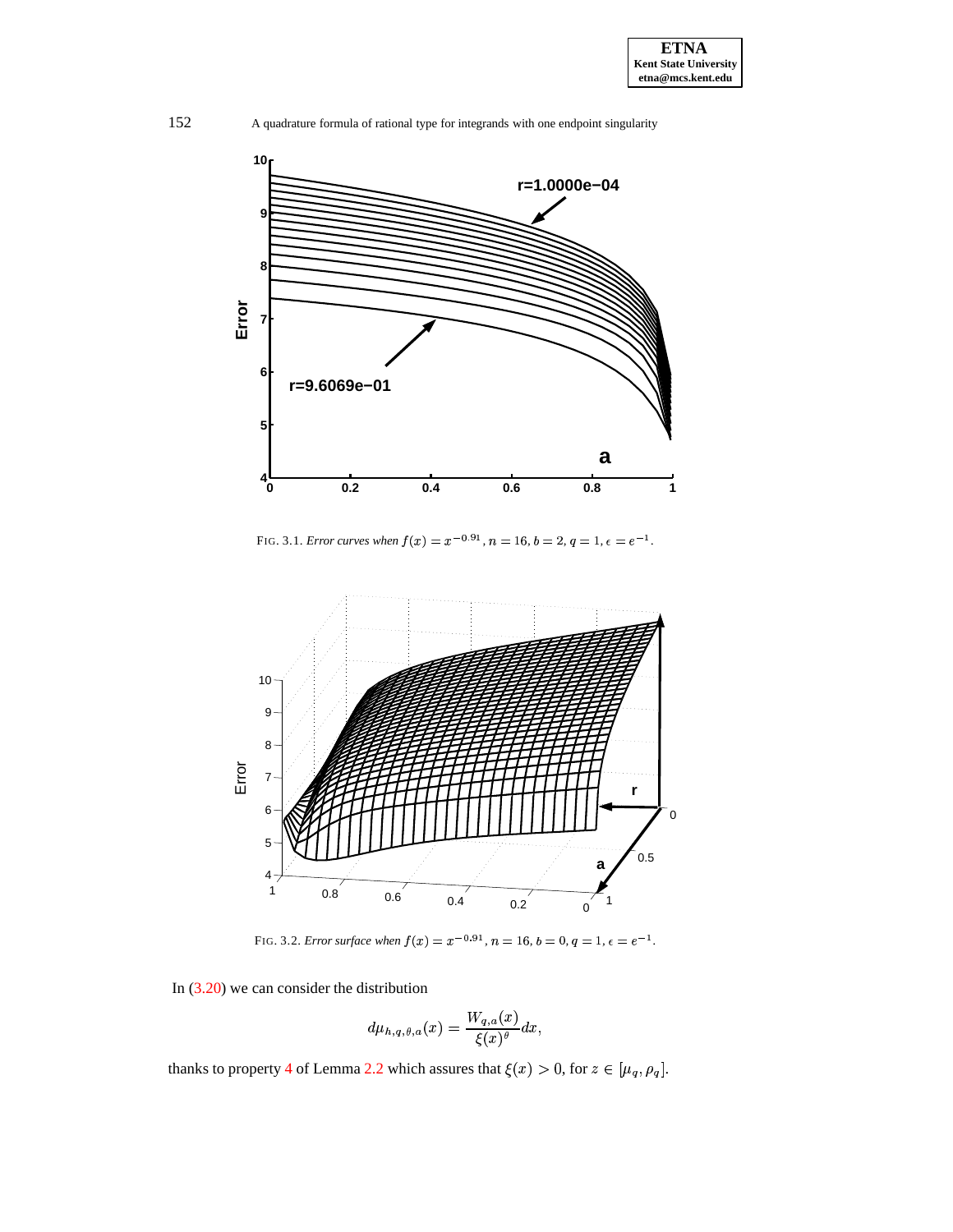FIG. 3.1. *Error curves when* $f(x) = x^{-0.91}$, $n = 16$, $b = 2$, $q = 1$, $\epsilon = e^{-1}$.

FIG. 3.2. *Error surface when* $f(x) = x^{-0.91}$, $n = 16$, $b = 0$, $q = 1$, $\epsilon = e^{-1}$.

In (3.20) we can consider the distribution

$$d\mu_{h,q,\theta,a}(x) = \frac{W_{q,a}(x)}{\xi(x)^{\theta}} dx,$$

thanks to property 4 of Lemma 2.2 which assures that $\xi(x) > 0$, for $z \in [\mu_q, \rho_q]$.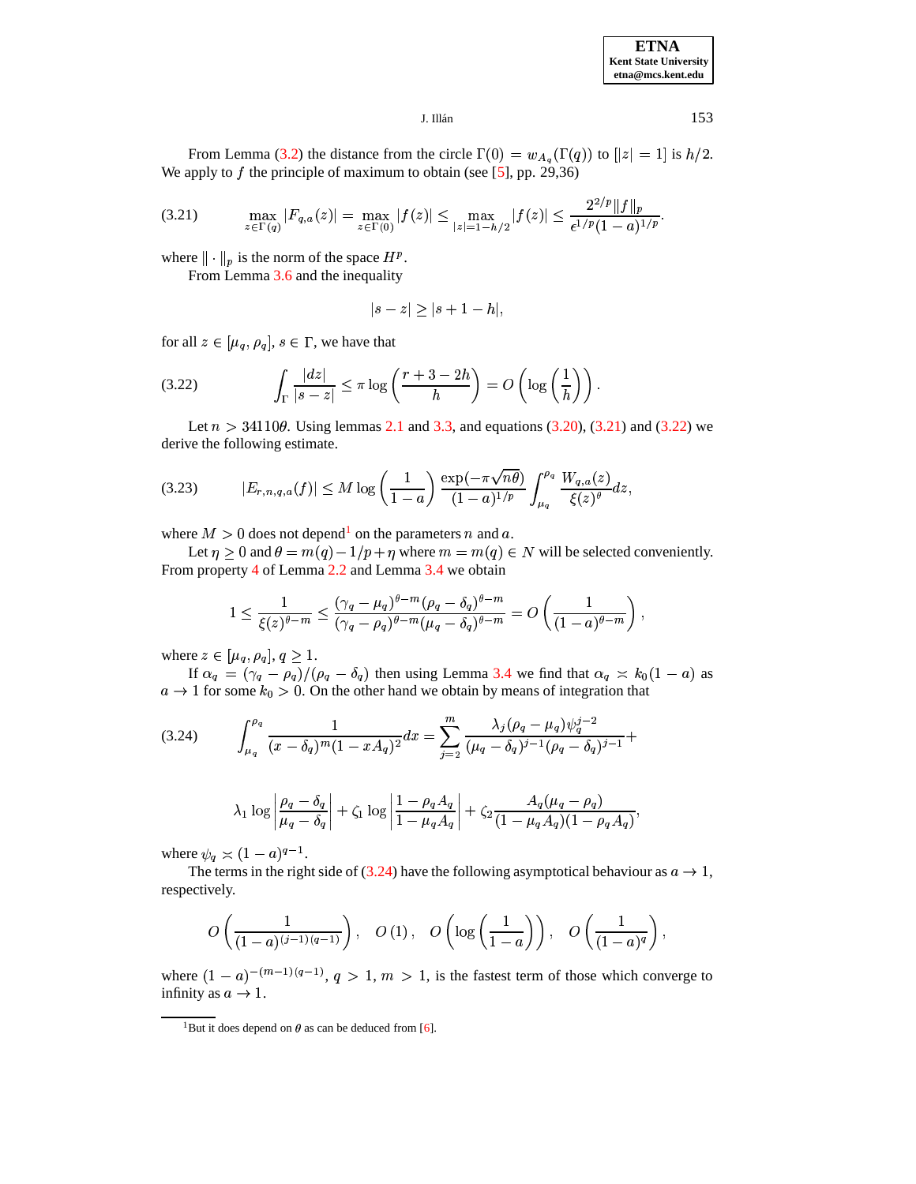From Lemma (3.2) the distance from the circle $\Gamma(0) = w_{A_q}(\Gamma(q))$ to $[|z| = 1]$ is $h/2$. We apply to $f$ the principle of maximum to obtain (see [5], pp. 29,36)

$$\max_{z\in\Gamma(q)} |F_{q,a}(z)| = \max_{z\in\Gamma(0)} |f(z)| \leq \max_{|z|=1-h/2} |f(z)| \leq \frac{2^{2/p}\|f\|_p}{\epsilon^{1/p}(1-a)^{1/p}}. \tag{3.21}$$

where $\|\cdot\|_p$ is the norm of the space $H^p$.

From Lemma 3.6 and the inequality

$$|s - z| \geq |s + 1 - h|,$$

for all $z \in [\mu_q, \rho_q]$, $s \in \Gamma$, we have that

$$\int_\Gamma \frac{|dz|}{|s-z|} \leq \pi \log\left(\frac{r+3-2h}{h}\right) = O\left(\log\left(\frac{1}{h}\right)\right). \tag{3.22}$$

Let $n > 34110\theta$. Using lemmas 2.1 and 3.3, and equations (3.20), (3.21) and (3.22) we derive the following estimate.

$$|E_{r,n,q,a}(f)| \leq M \log\left(\frac{1}{1-a}\right) \frac{\exp(-\pi\sqrt{n\theta})}{(1-a)^{1/p}} \int_{\mu_q}^{\rho_q} \frac{W_{q,a}(z)}{\xi(z)^\theta} dz, \tag{3.23}$$

where $M > 0$ does not depend[1] on the parameters $n$ and $a$.

Let $\eta \geq 0$ and $\theta = m(q) - 1/p + \eta$ where $m = m(q) \in N$ will be selected conveniently. From property 4 of Lemma 2.2 and Lemma 3.4 we obtain

$$1 \leq \frac{1}{\xi(z)^{\theta-m}} \leq \frac{(\gamma_q - \mu_q)^{\theta-m}(\rho_q - \delta_q)^{\theta-m}}{(\gamma_q - \rho_q)^{\theta-m}(\mu_q - \delta_q)^{\theta-m}} = O\left(\frac{1}{(1-a)^{\theta-m}}\right),$$

where $z \in [\mu_q, \rho_q]$, $q \geq 1$.

If $\alpha_q = (\gamma_q - \rho_q)/(\rho_q - \delta_q)$ then using Lemma 3.4 we find that $\alpha_q \asymp k_0(1-a)$ as $a \to 1$ for some $k_0 > 0$. On the other hand we obtain by means of integration that

$$\int_{\mu_q}^{\rho_q} \frac{1}{(x-\delta_q)^m(1-xA_q)^2} dx = \sum_{j=2}^{m} \frac{\lambda_j(\rho_q - \mu_q)\psi_q^{j-2}}{(\mu_q - \delta_q)^{j-1}(\rho_q - \delta_q)^{j-1}} + \tag{3.24}$$

$$\lambda_1 \log\left|\frac{\rho_q - \delta_q}{\mu_q - \delta_q}\right| + \zeta_1 \log\left|\frac{1-\rho_q A_q}{1-\mu_q A_q}\right| + \zeta_2 \frac{A_q(\mu_q - \rho_q)}{(1-\mu_q A_q)(1-\rho_q A_q)},$$

where $\psi_q \asymp (1-a)^{q-1}$.

The terms in the right side of (3.24) have the following asymptotical behaviour as $a \to 1$, respectively.

$$O\left(\frac{1}{(1-a)^{(j-1)(q-1)}}\right), \quad O(1), \quad O\left(\log\left(\frac{1}{1-a}\right)\right), \quad O\left(\frac{1}{(1-a)^q}\right),$$

where $(1-a)^{-(m-1)(q-1)}$, $q > 1$, $m > 1$, is the fastest term of those which converge to infinity as $a \to 1$.

[1] But it does depend on $\theta$ as can be deduced from [6].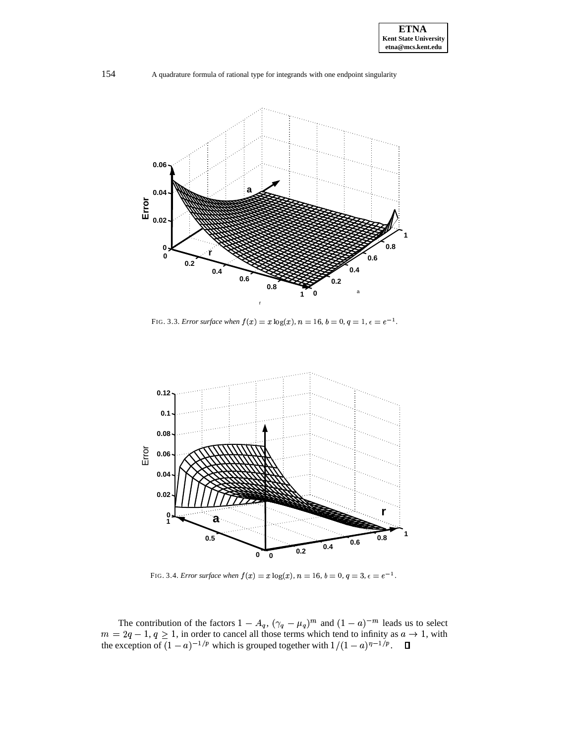FIG. 3.3. *Error surface when* $f(x) = x\log(x)$, $n = 16$, $b = 0$, $q = 1$, $\epsilon = e^{-1}$.

FIG. 3.4. *Error surface when* $f(x) = x\log(x)$, $n = 16$, $b = 0$, $q = 3$, $\epsilon = e^{-1}$.

The contribution of the factors $1 - A_q$, $(\gamma_q - \mu_q)^m$ and $(1-a)^{-m}$ leads us to select $m = 2q - 1$, $q \geq 1$, in order to cancel all those terms which tend to infinity as $a \to 1$, with the exception of $(1-a)^{-1/p}$ which is grouped together with $1/(1-a)^{\eta - 1/p}$. ∎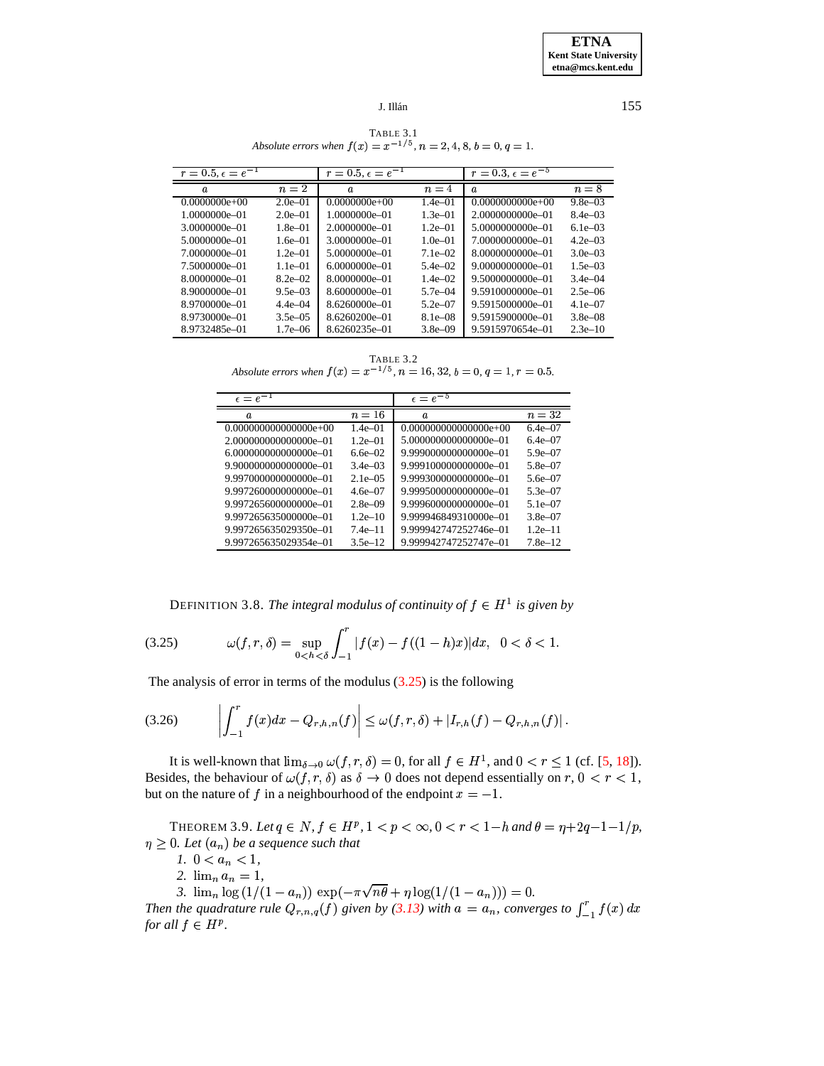TABLE 3.1
*Absolute errors when $f(x) = x^{-1/5}$, $n = 2, 4, 8$, $b = 0$, $q = 1$.*

| $r = 0.5$, $\epsilon = e^{-1}$ | | $r = 0.5$, $\epsilon = e^{-1}$ | | $r = 0.3$, $\epsilon = e^{-5}$ | |
|---|---|---|---|---|---|
| $a$ | $n = 2$ | $a$ | $n = 4$ | $a$ | $n = 8$ |
| 0.0000000e+00 | 2.0e–01 | 0.0000000e+00 | 1.4e–01 | 0.0000000000e+00 | 9.8e–03 |
| 1.0000000e–01 | 2.0e–01 | 1.0000000e–01 | 1.3e–01 | 2.0000000000e–01 | 8.4e–03 |
| 3.0000000e–01 | 1.8e–01 | 2.0000000e–01 | 1.2e–01 | 5.0000000000e–01 | 6.1e–03 |
| 5.0000000e–01 | 1.6e–01 | 3.0000000e–01 | 1.0e–01 | 7.0000000000e–01 | 4.2e–03 |
| 7.0000000e–01 | 1.2e–01 | 5.0000000e–01 | 7.1e–02 | 8.0000000000e–01 | 3.0e–03 |
| 7.5000000e–01 | 1.1e–01 | 6.0000000e–01 | 5.4e–02 | 9.0000000000e–01 | 1.5e–03 |
| 8.0000000e–01 | 8.2e–02 | 8.0000000e–01 | 1.4e–02 | 9.5000000000e–01 | 3.4e–04 |
| 8.9000000e–01 | 9.5e–03 | 8.6000000e–01 | 5.7e–04 | 9.5910000000e–01 | 2.5e–06 |
| 8.9700000e–01 | 4.4e–04 | 8.6260000e–01 | 5.2e–07 | 9.5915000000e–01 | 4.1e–07 |
| 8.9730000e–01 | 3.5e–05 | 8.6260200e–01 | 8.1e–08 | 9.5915900000e–01 | 3.8e–08 |
| 8.9732485e–01 | 1.7e–06 | 8.6260235e–01 | 3.8e–09 | 9.5915970654e–01 | 2.3e–10 |

TABLE 3.2
*Absolute errors when $f(x) = x^{-1/5}$, $n = 16, 32$, $b = 0$, $q = 1$, $r = 0.5$.*

| $\epsilon = e^{-1}$ | | $\epsilon = e^{-5}$ | |
|---|---|---|---|
| $a$ | $n = 16$ | $a$ | $n = 32$ |
| 0.000000000000000e+00 | 1.4e–01 | 0.000000000000000e+00 | 6.4e–07 |
| 2.000000000000000e–01 | 1.2e–01 | 5.000000000000000e–01 | 6.4e–07 |
| 6.000000000000000e–01 | 6.6e–02 | 9.999000000000000e–01 | 5.9e–07 |
| 9.900000000000000e–01 | 3.4e–03 | 9.999100000000000e–01 | 5.8e–07 |
| 9.997000000000000e–01 | 2.1e–05 | 9.999300000000000e–01 | 5.6e–07 |
| 9.997260000000000e–01 | 4.6e–07 | 9.999500000000000e–01 | 5.3e–07 |
| 9.997265600000000e–01 | 2.8e–09 | 9.999600000000000e–01 | 5.1e–07 |
| 9.997265635000000e–01 | 1.2e–10 | 9.999946849310000e–01 | 3.8e–07 |
| 9.997265635029350e–01 | 7.4e–11 | 9.999942747252746e–01 | 1.2e–11 |
| 9.997265635029354e–01 | 3.5e–12 | 9.999942747252747e–01 | 7.8e–12 |

DEFINITION 3.8. *The integral modulus of continuity of $f \in H^1$ is given by*

$$\omega(f, r, \delta) = \sup_{0<h<\delta} \int_{-1}^{r} |f(x) - f((1-h)x)| dx, \quad 0 < \delta < 1. \tag{3.25}$$

The analysis of error in terms of the modulus (3.25) is the following

$$\left| \int_{-1}^{r} f(x)dx - Q_{r,h,n}(f) \right| \leq \omega(f, r, \delta) + |I_{r,h}(f) - Q_{r,h,n}(f)|\,. \tag{3.26}$$

It is well-known that $\lim_{\delta\to 0} \omega(f, r, \delta) = 0$, for all $f \in H^1$, and $0 < r \leq 1$ (cf. [5, 18]). Besides, the behaviour of $\omega(f, r, \delta)$ as $\delta \to 0$ does not depend essentially on $r$, $0 < r < 1$, but on the nature of $f$ in a neighbourhood of the endpoint $x = -1$.

THEOREM 3.9. *Let $q \in N$, $f \in H^p$, $1 < p < \infty$, $0 < r < 1-h$ and $\theta = \eta + 2q - 1 - 1/p$, $\eta \geq 0$. Let $(a_n)$ be a sequence such that*

1. $0 < a_n < 1$,
2. $\lim_n a_n = 1$,
3. $\lim_n \log\left(1/(1-a_n)\right)\, \exp(-\pi\sqrt{n\theta} + \eta \log(1/(1-a_n))) = 0$.

*Then the quadrature rule $Q_{r,n,q}(f)$ given by (3.13) with $a = a_n$, converges to $\int_{-1}^{r} f(x)\, dx$ for all $f \in H^p$.*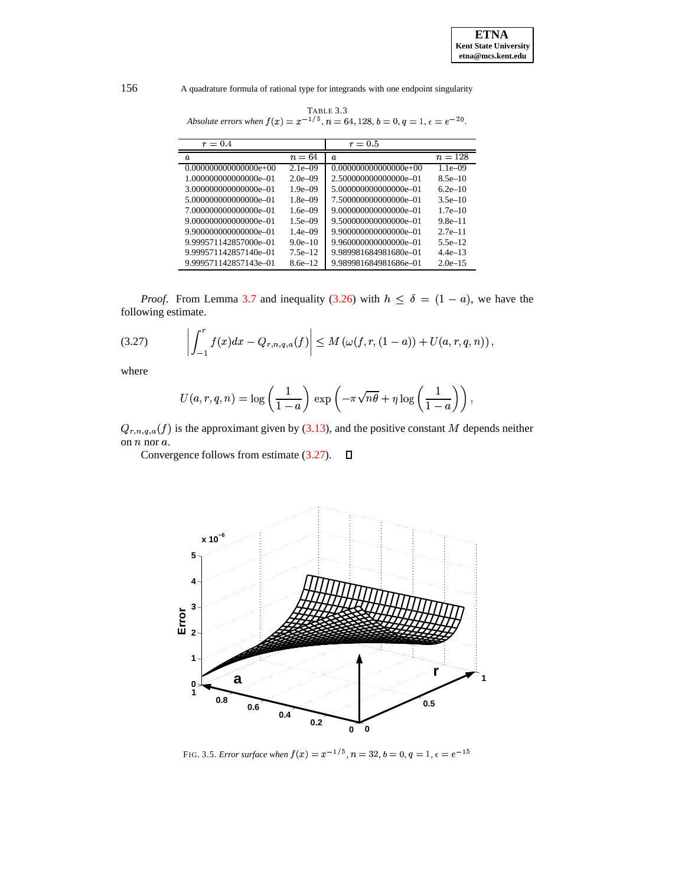TABLE 3.3
*Absolute errors when $f(x) = x^{-1/5}$, $n = 64, 128$, $b = 0$, $q = 1$, $\epsilon = e^{-20}$.*

| $r = 0.4$ | | $r = 0.5$ | |
|---|---|---|---|
| $a$ | $n = 64$ | $a$ | $n = 128$ |
| 0.000000000000000e+00 | 2.1e–09 | 0.000000000000000e+00 | 1.1e–09 |
| 1.000000000000000e–01 | 2.0e–09 | 2.500000000000000e–01 | 8.5e–10 |
| 3.000000000000000e–01 | 1.9e–09 | 5.000000000000000e–01 | 6.2e–10 |
| 5.000000000000000e–01 | 1.8e–09 | 7.500000000000000e–01 | 3.5e–10 |
| 7.000000000000000e–01 | 1.6e–09 | 9.000000000000000e–01 | 1.7e–10 |
| 9.000000000000000e–01 | 1.5e–09 | 9.500000000000000e–01 | 9.8e–11 |
| 9.900000000000000e–01 | 1.4e–09 | 9.900000000000000e–01 | 2.7e–11 |
| 9.999571142857000e–01 | 9.0e–10 | 9.960000000000000e–01 | 5.5e–12 |
| 9.999571142857140e–01 | 7.5e–12 | 9.989981684981680e–01 | 4.4e–13 |
| 9.999571142857143e–01 | 8.6e–12 | 9.989981684981686e–01 | 2.0e–15 |

*Proof.* From Lemma 3.7 and inequality (3.26) with $h \leq \delta = (1-a)$, we have the following estimate.

$$\left| \int_{-1}^{r} f(x)dx - Q_{r,n,q,a}(f) \right| \leq M\left(\omega(f, r, (1-a)) + U(a, r, q, n)\right), \tag{3.27}$$

where

$$U(a, r, q, n) = \log\left(\frac{1}{1-a}\right) \exp\left(-\pi\sqrt{n\theta} + \eta \log\left(\frac{1}{1-a}\right)\right),$$

$Q_{r,n,q,a}(f)$ is the approximant given by (3.13), and the positive constant $M$ depends neither on $n$ nor $a$.

Convergence follows from estimate (3.27). ☐

FIG. 3.5. *Error surface when $f(x) = x^{-1/5}$, $n = 32$, $b = 0$, $q = 1$, $\epsilon = e^{-15}$*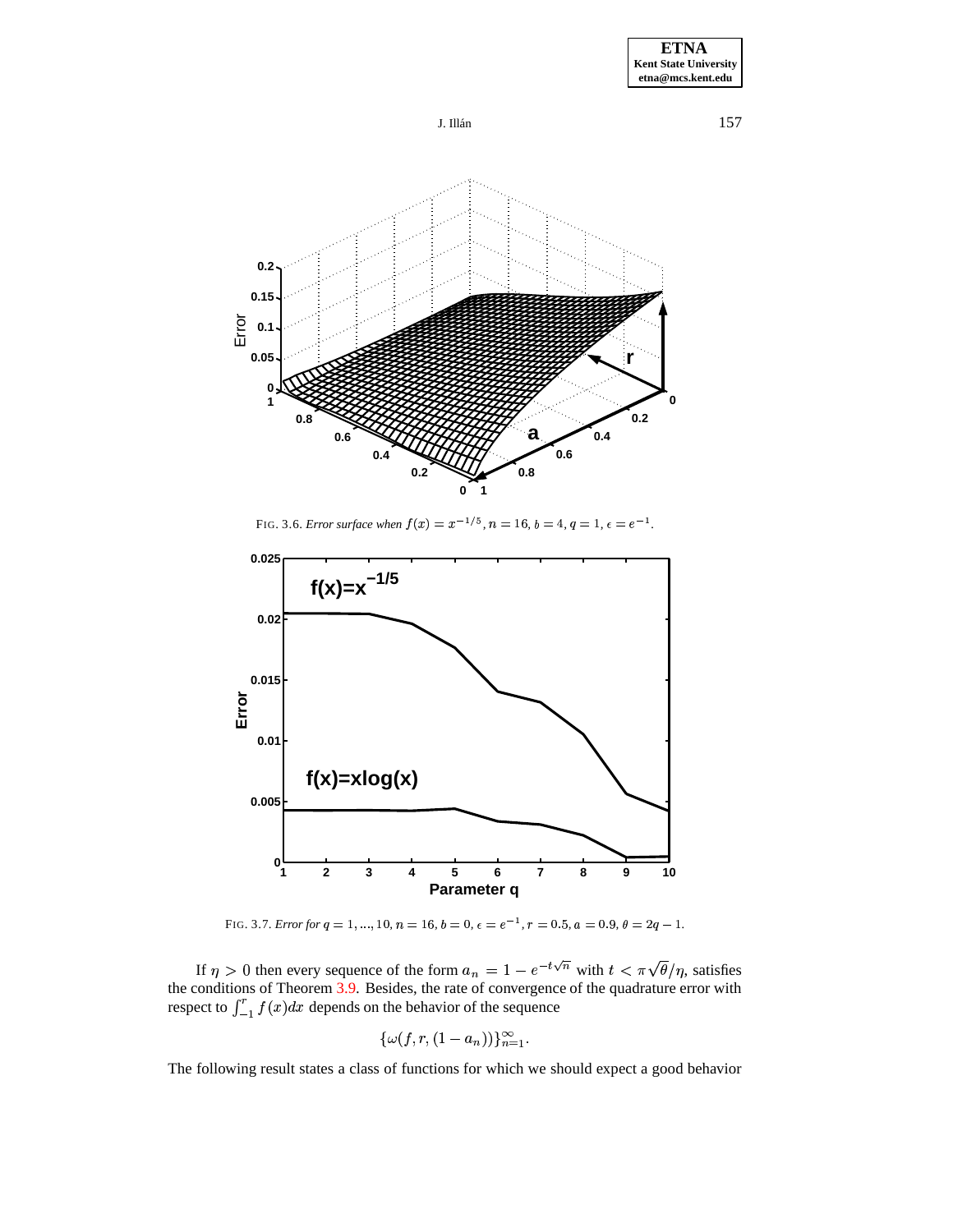FIG. 3.6. *Error surface when $f(x) = x^{-1/5}$, $n = 16$, $b = 4$, $q = 1$, $\epsilon = e^{-1}$.*

FIG. 3.7. *Error for $q = 1, ..., 10$, $n = 16$, $b = 0$, $\epsilon = e^{-1}$, $r = 0.5$, $a = 0.9$, $\theta = 2q - 1$.*

If $\eta > 0$ then every sequence of the form $a_n = 1 - e^{-t\sqrt{n}}$ with $t < \pi\sqrt{\theta}/\eta$, satisfies the conditions of Theorem 3.9. Besides, the rate of convergence of the quadrature error with respect to $\int_{-1}^{r} f(x)dx$ depends on the behavior of the sequence

$$\{\omega(f, r, (1 - a_n))\}_{n=1}^{\infty}.$$

The following result states a class of functions for which we should expect a good behavior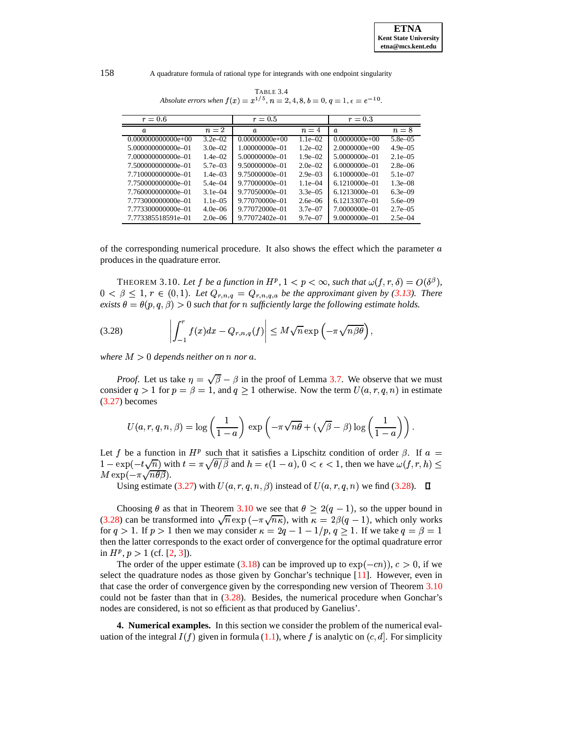TABLE 3.4
*Absolute errors when $f(x) = x^{1/5}$, $n = 2, 4, 8$, $b = 0$, $q = 1$, $\epsilon = e^{-10}$.*

| $r = 0.6$ | | $r = 0.5$ | | $r = 0.3$ | |
|---|---|---|---|---|---|
| $a$ | $n = 2$ | $a$ | $n = 4$ | $a$ | $n = 8$ |
| 0.000000000000e+00 | 3.2e–02 | 0.00000000e+00 | 1.1e–02 | 0.0000000e+00 | 5.8e–05 |
| 5.000000000000e–01 | 3.0e–02 | 1.00000000e–01 | 1.2e–02 | 2.0000000e+00 | 4.9e–05 |
| 7.000000000000e–01 | 1.4e–02 | 5.00000000e–01 | 1.9e–02 | 5.0000000e–01 | 2.1e–05 |
| 7.500000000000e–01 | 5.7e–03 | 9.50000000e–01 | 2.0e–02 | 6.0000000e–01 | 2.8e–06 |
| 7.710000000000e–01 | 1.4e–03 | 9.75000000e–01 | 2.9e–03 | 6.1000000e–01 | 5.1e–07 |
| 7.750000000000e–01 | 5.4e–04 | 9.77000000e–01 | 1.1e–04 | 6.1210000e–01 | 1.3e–08 |
| 7.760000000000e–01 | 3.1e–04 | 9.77050000e–01 | 3.3e–05 | 6.1213000e–01 | 6.3e–09 |
| 7.773000000000e–01 | 1.1e–05 | 9.77070000e–01 | 2.6e–06 | 6.1213307e–01 | 5.6e–09 |
| 7.773300000000e–01 | 4.0e–06 | 9.77072000e–01 | 3.7e–07 | 7.0000000e–01 | 2.7e–05 |
| 7.773385518591e–01 | 2.0e–06 | 9.77072402e–01 | 9.7e–07 | 9.0000000e–01 | 2.5e–04 |

of the corresponding numerical procedure. It also shows the effect which the parameter $a$ produces in the quadrature error.

THEOREM 3.10. *Let $f$ be a function in $H^p$, $1 < p < \infty$, such that $\omega(f, r, \delta) = O(\delta^\beta)$, $0 < \beta \leq 1$, $r \in (0, 1)$. Let $Q_{r,n,q} = Q_{r,n,q,a}$ be the approximant given by (3.13). There exists $\theta = \theta(p, q, \beta) > 0$ such that for $n$ sufficiently large the following estimate holds.*

$$\left| \int_{-1}^{r} f(x)dx - Q_{r,n,q}(f) \right| \leq M\sqrt{n}\exp\left(-\pi\sqrt{n\beta\theta}\right), \tag{3.28}$$

*where $M > 0$ depends neither on $n$ nor $a$.*

*Proof.* Let us take $\eta = \sqrt{\beta} - \beta$ in the proof of Lemma 3.7. We observe that we must consider $q > 1$ for $p = \beta = 1$, and $q \geq 1$ otherwise. Now the term $U(a, r, q, n)$ in estimate (3.27) becomes

$$U(a, r, q, n, \beta) = \log\left(\frac{1}{1-a}\right)\ \exp\left(-\pi\sqrt{n\theta} + (\sqrt{\beta} - \beta)\log\left(\frac{1}{1-a}\right)\right).$$

Let $f$ be a function in $H^p$ such that it satisfies a Lipschitz condition of order $\beta$. If $a = 1 - \exp(-t\sqrt{n})$ with $t = \pi\sqrt{\theta/\beta}$ and $h = \epsilon(1-a)$, $0 < \epsilon < 1$, then we have $\omega(f, r, h) \leq M\exp(-\pi\sqrt{n\theta\beta})$.

Using estimate (3.27) with $U(a, r, q, n, \beta)$ instead of $U(a, r, q, n)$ we find (3.28). $\square$

Choosing $\theta$ as that in Theorem 3.10 we see that $\theta \geq 2(q-1)$, so the upper bound in (3.28) can be transformed into $\sqrt{n}\exp\left(-\pi\sqrt{n\kappa}\right)$, with $\kappa = 2\beta(q-1)$, which only works for $q > 1$. If $p > 1$ then we may consider $\kappa = 2q - 1 - 1/p$, $q \geq 1$. If we take $q = \beta = 1$ then the latter corresponds to the exact order of convergence for the optimal quadrature error in $H^p$, $p > 1$ (cf. [2, 3]).

The order of the upper estimate (3.18) can be improved up to $\exp(-cn))$, $c > 0$, if we select the quadrature nodes as those given by Gonchar's technique [11]. However, even in that case the order of convergence given by the corresponding new version of Theorem 3.10 could not be faster than that in (3.28). Besides, the numerical procedure when Gonchar's nodes are considered, is not so efficient as that produced by Ganelius'.

**4. Numerical examples.** In this section we consider the problem of the numerical evaluation of the integral $I(f)$ given in formula (1.1), where $f$ is analytic on $(c, d]$. For simplicity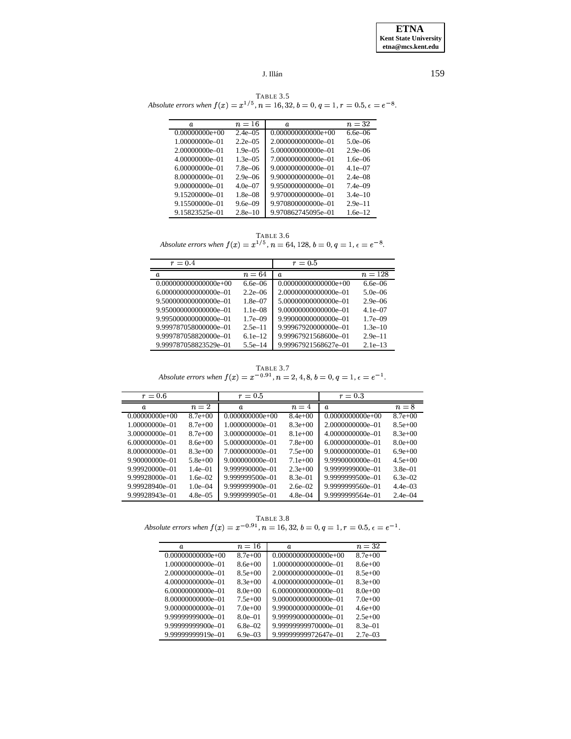TABLE 3.5

*Absolute errors when $f(x) = x^{1/5}$, $n = 16, 32$, $b = 0$, $q = 1$, $r = 0.5$, $\epsilon = e^{-8}$.*

| $a$ | $n = 16$ | $a$ | $n = 32$ |
|---|---|---|---|
| 0.00000000e+00 | 2.4e–05 | 0.000000000000e+00 | 6.6e–06 |
| 1.00000000e–01 | 2.2e–05 | 2.000000000000e–01 | 5.0e–06 |
| 2.00000000e–01 | 1.9e–05 | 5.000000000000e–01 | 2.9e–06 |
| 4.00000000e–01 | 1.3e–05 | 7.000000000000e–01 | 1.6e–06 |
| 6.00000000e–01 | 7.8e–06 | 9.000000000000e–01 | 4.1e–07 |
| 8.00000000e–01 | 2.9e–06 | 9.900000000000e–01 | 2.4e–08 |
| 9.00000000e–01 | 4.0e–07 | 9.950000000000e–01 | 7.4e–09 |
| 9.15200000e–01 | 1.8e–08 | 9.970000000000e–01 | 3.4e–10 |
| 9.15500000e–01 | 9.6e–09 | 9.970800000000e–01 | 2.9e–11 |
| 9.15823525e–01 | 2.8e–10 | 9.970862745095e–01 | 1.6e–12 |

TABLE 3.6

*Absolute errors when $f(x) = x^{1/5}$, $n = 64, 128$, $b = 0$, $q = 1$, $\epsilon = e^{-8}$.*

| $r = 0.4$ | | $r = 0.5$ | |
|---|---|---|---|
| $a$ | $n = 64$ | $a$ | $n = 128$ |
| 0.000000000000000e+00 | 6.6e–06 | 0.00000000000000e+00 | 6.6e–06 |
| 6.000000000000000e–01 | 2.2e–06 | 2.00000000000000e–01 | 5.0e–06 |
| 9.500000000000000e–01 | 1.8e–07 | 5.00000000000000e–01 | 2.9e–06 |
| 9.950000000000000e–01 | 1.1e–08 | 9.00000000000000e–01 | 4.1e–07 |
| 9.995000000000000e–01 | 1.7e–09 | 9.99000000000000e–01 | 1.7e–09 |
| 9.999787058000000e–01 | 2.5e–11 | 9.99967920000000e–01 | 1.3e–10 |
| 9.999787058820000e–01 | 6.1e–12 | 9.99967921568600e–01 | 2.9e–11 |
| 9.999787058823529e–01 | 5.5e–14 | 9.99967921568627e–01 | 2.1e–13 |

TABLE 3.7

*Absolute errors when $f(x) = x^{-0.91}$, $n = 2, 4, 8$, $b = 0$, $q = 1$, $\epsilon = e^{-1}$.*

| $r = 0.6$ | | $r = 0.5$ | | $r = 0.3$ | |
|---|---|---|---|---|---|
| $a$ | $n = 2$ | $a$ | $n = 4$ | $a$ | $n = 8$ |
| 0.00000000e+00 | 8.7e+00 | 0.000000000e+00 | 8.4e+00 | 0.0000000000e+00 | 8.7e+00 |
| 1.00000000e–01 | 8.7e+00 | 1.000000000e–01 | 8.3e+00 | 2.0000000000e–01 | 8.5e+00 |
| 3.00000000e–01 | 8.7e+00 | 3.000000000e–01 | 8.1e+00 | 4.0000000000e–01 | 8.3e+00 |
| 6.00000000e–01 | 8.6e+00 | 5.000000000e–01 | 7.8e+00 | 6.0000000000e–01 | 8.0e+00 |
| 8.00000000e–01 | 8.3e+00 | 7.000000000e–01 | 7.5e+00 | 9.0000000000e–01 | 6.9e+00 |
| 9.90000000e–01 | 5.8e+00 | 9.000000000e–01 | 7.1e+00 | 9.9990000000e–01 | 4.5e+00 |
| 9.99920000e–01 | 1.4e–01 | 9.999990000e–01 | 2.3e+00 | 9.9999999000e–01 | 3.8e–01 |
| 9.99928000e–01 | 1.6e–02 | 9.999999500e–01 | 8.3e–01 | 9.9999999500e–01 | 6.3e–02 |
| 9.99928940e–01 | 1.0e–04 | 9.999999900e–01 | 2.6e–02 | 9.9999999560e–01 | 4.4e–03 |
| 9.99928943e–01 | 4.8e–05 | 9.999999905e–01 | 4.8e–04 | 9.9999999564e–01 | 2.4e–04 |

TABLE 3.8

*Absolute errors when $f(x) = x^{-0.91}$, $n = 16, 32$, $b = 0$, $q = 1$, $r = 0.5$, $\epsilon = e^{-1}$.*

| $a$ | $n = 16$ | $a$ | $n = 32$ |
|---|---|---|---|
| 0.00000000000e+00 | 8.7e+00 | 0.00000000000000e+00 | 8.7e+00 |
| 1.00000000000e–01 | 8.6e+00 | 1.00000000000000e–01 | 8.6e+00 |
| 2.00000000000e–01 | 8.5e+00 | 2.00000000000000e–01 | 8.5e+00 |
| 4.00000000000e–01 | 8.3e+00 | 4.00000000000000e–01 | 8.3e+00 |
| 6.00000000000e–01 | 8.0e+00 | 6.00000000000000e–01 | 8.0e+00 |
| 8.00000000000e–01 | 7.5e+00 | 9.00000000000000e–01 | 7.0e+00 |
| 9.00000000000e–01 | 7.0e+00 | 9.99000000000000e–01 | 4.6e+00 |
| 9.99999999000e–01 | 8.0e–01 | 9.99999000000000e–01 | 2.5e+00 |
| 9.99999999900e–01 | 6.8e–02 | 9.99999999970000e–01 | 8.3e–01 |
| 9.99999999919e–01 | 6.9e–03 | 9.99999999972647e–01 | 2.7e–03 |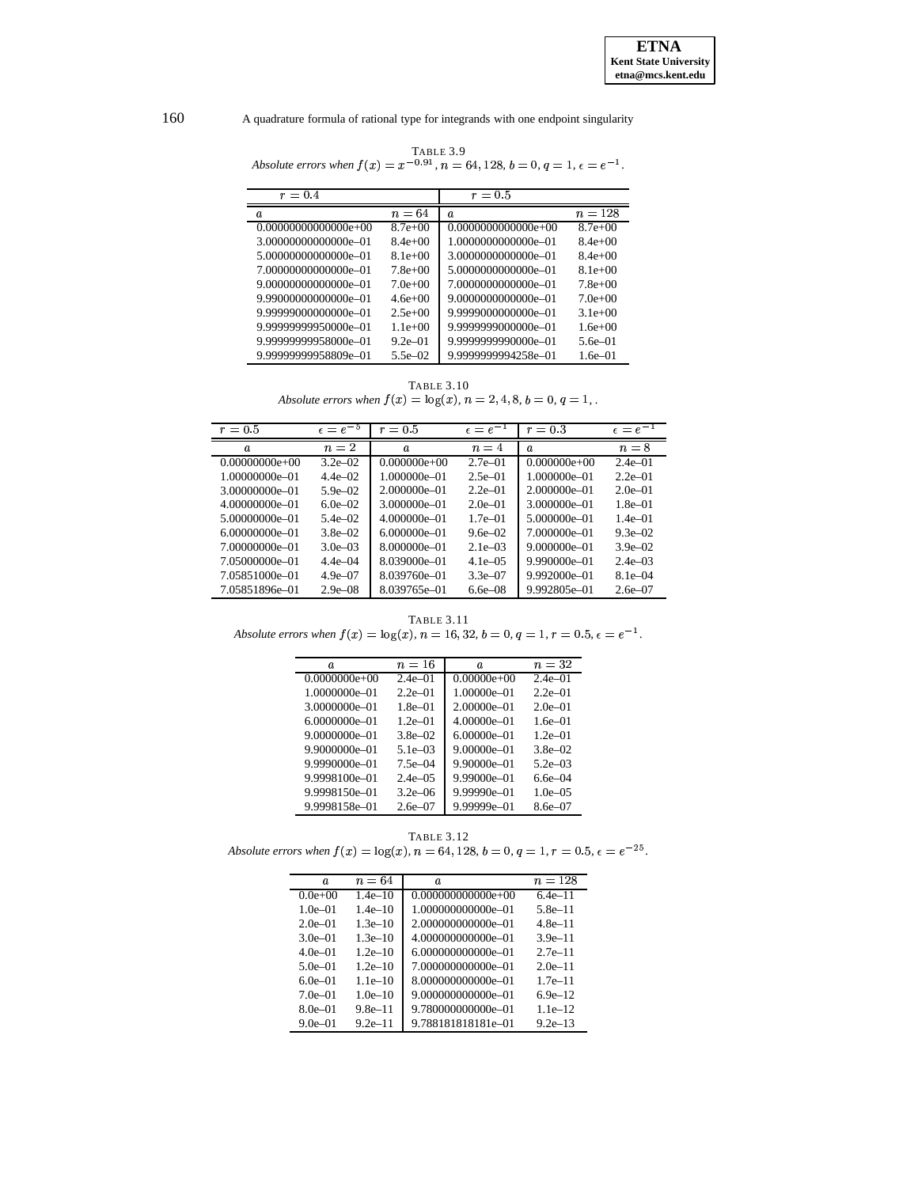TABLE 3.9
*Absolute errors when $f(x) = x^{-0.91}$, $n = 64, 128$, $b = 0$, $q = 1$, $\epsilon = e^{-1}$.*

| $r = 0.4$ | | $r = 0.5$ | |
|---|---|---|---|
| $a$ | $n = 64$ | $a$ | $n = 128$ |
| 0.00000000000000e+00 | 8.7e+00 | 0.0000000000000e+00 | 8.7e+00 |
| 3.00000000000000e–01 | 8.4e+00 | 1.0000000000000e–01 | 8.4e+00 |
| 5.00000000000000e–01 | 8.1e+00 | 3.0000000000000e–01 | 8.4e+00 |
| 7.00000000000000e–01 | 7.8e+00 | 5.0000000000000e–01 | 8.1e+00 |
| 9.00000000000000e–01 | 7.0e+00 | 7.0000000000000e–01 | 7.8e+00 |
| 9.99000000000000e–01 | 4.6e+00 | 9.0000000000000e–01 | 7.0e+00 |
| 9.99999000000000e–01 | 2.5e+00 | 9.9999000000000e–01 | 3.1e+00 |
| 9.99999999950000e–01 | 1.1e+00 | 9.9999999000000e–01 | 1.6e+00 |
| 9.99999999958000e–01 | 9.2e–01 | 9.9999999990000e–01 | 5.6e–01 |
| 9.99999999958809e–01 | 5.5e–02 | 9.9999999994258e–01 | 1.6e–01 |

TABLE 3.10
*Absolute errors when $f(x) = \log(x)$, $n = 2, 4, 8$, $b = 0$, $q = 1$, .*

| $r = 0.5$ | $\epsilon = e^{-5}$ | $r = 0.5$ | $\epsilon = e^{-1}$ | $r = 0.3$ | $\epsilon = e^{-1}$ |
|---|---|---|---|---|---|
| $a$ | $n = 2$ | $a$ | $n = 4$ | $a$ | $n = 8$ |
| 0.00000000e+00 | 3.2e–02 | 0.000000e+00 | 2.7e–01 | 0.000000e+00 | 2.4e–01 |
| 1.00000000e–01 | 4.4e–02 | 1.000000e–01 | 2.5e–01 | 1.000000e–01 | 2.2e–01 |
| 3.00000000e–01 | 5.9e–02 | 2.000000e–01 | 2.2e–01 | 2.000000e–01 | 2.0e–01 |
| 4.00000000e–01 | 6.0e–02 | 3.000000e–01 | 2.0e–01 | 3.000000e–01 | 1.8e–01 |
| 5.00000000e–01 | 5.4e–02 | 4.000000e–01 | 1.7e–01 | 5.000000e–01 | 1.4e–01 |
| 6.00000000e–01 | 3.8e–02 | 6.000000e–01 | 9.6e–02 | 7.000000e–01 | 9.3e–02 |
| 7.00000000e–01 | 3.0e–03 | 8.000000e–01 | 2.1e–03 | 9.000000e–01 | 3.9e–02 |
| 7.05000000e–01 | 4.4e–04 | 8.039000e–01 | 4.1e–05 | 9.990000e–01 | 2.4e–03 |
| 7.05851000e–01 | 4.9e–07 | 8.039760e–01 | 3.3e–07 | 9.992000e–01 | 8.1e–04 |
| 7.05851896e–01 | 2.9e–08 | 8.039765e–01 | 6.6e–08 | 9.992805e–01 | 2.6e–07 |

TABLE 3.11
*Absolute errors when $f(x) = \log(x)$, $n = 16, 32$, $b = 0$, $q = 1$, $r = 0.5$, $\epsilon = e^{-1}$.*

| $a$ | $n = 16$ | $a$ | $n = 32$ |
|---|---|---|---|
| 0.0000000e+00 | 2.4e–01 | 0.00000e+00 | 2.4e–01 |
| 1.0000000e–01 | 2.2e–01 | 1.00000e–01 | 2.2e–01 |
| 3.0000000e–01 | 1.8e–01 | 2.00000e–01 | 2.0e–01 |
| 6.0000000e–01 | 1.2e–01 | 4.00000e–01 | 1.6e–01 |
| 9.0000000e–01 | 3.8e–02 | 6.00000e–01 | 1.2e–01 |
| 9.9000000e–01 | 5.1e–03 | 9.00000e–01 | 3.8e–02 |
| 9.9990000e–01 | 7.5e–04 | 9.90000e–01 | 5.2e–03 |
| 9.9998100e–01 | 2.4e–05 | 9.99000e–01 | 6.6e–04 |
| 9.9998150e–01 | 3.2e–06 | 9.99990e–01 | 1.0e–05 |
| 9.9998158e–01 | 2.6e–07 | 9.99999e–01 | 8.6e–07 |

TABLE 3.12
*Absolute errors when $f(x) = \log(x)$, $n = 64, 128$, $b = 0$, $q = 1$, $r = 0.5$, $\epsilon = e^{-25}$.*

| $a$ | $n = 64$ | $a$ | $n = 128$ |
|---|---|---|---|
| 0.0e+00 | 1.4e–10 | 0.000000000000e+00 | 6.4e–11 |
| 1.0e–01 | 1.4e–10 | 1.000000000000e–01 | 5.8e–11 |
| 2.0e–01 | 1.3e–10 | 2.000000000000e–01 | 4.8e–11 |
| 3.0e–01 | 1.3e–10 | 4.000000000000e–01 | 3.9e–11 |
| 4.0e–01 | 1.2e–10 | 6.000000000000e–01 | 2.7e–11 |
| 5.0e–01 | 1.2e–10 | 7.000000000000e–01 | 2.0e–11 |
| 6.0e–01 | 1.1e–10 | 8.000000000000e–01 | 1.7e–11 |
| 7.0e–01 | 1.0e–10 | 9.000000000000e–01 | 6.9e–12 |
| 8.0e–01 | 9.8e–11 | 9.780000000000e–01 | 1.1e–12 |
| 9.0e–01 | 9.2e–11 | 9.788181818181e–01 | 9.2e–13 |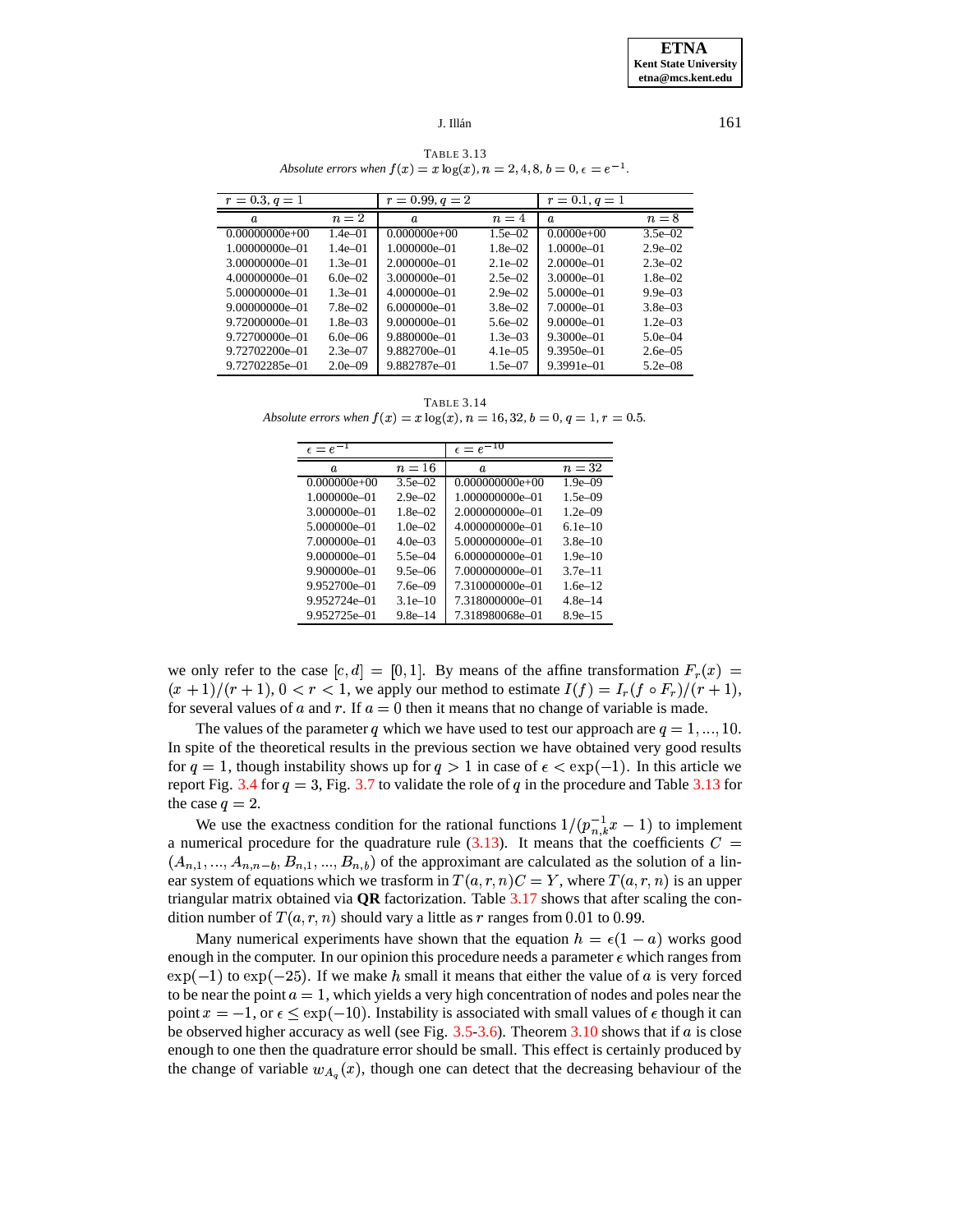TABLE 3.13
*Absolute errors when $f(x) = x\log(x)$, $n = 2, 4, 8$, $b = 0$, $\epsilon = e^{-1}$.*

| $r = 0.3$, $q = 1$ | | $r = 0.99$, $q = 2$ | | $r = 0.1$, $q = 1$ | |
|---|---|---|---|---|---|
| $a$ | $n = 2$ | $a$ | $n = 4$ | $a$ | $n = 8$ |
| 0.00000000e+00 | 1.4e–01 | 0.000000e+00 | 1.5e–02 | 0.0000e+00 | 3.5e–02 |
| 1.00000000e–01 | 1.4e–01 | 1.000000e–01 | 1.8e–02 | 1.0000e–01 | 2.9e–02 |
| 3.00000000e–01 | 1.3e–01 | 2.000000e–01 | 2.1e–02 | 2.0000e–01 | 2.3e–02 |
| 4.00000000e–01 | 6.0e–02 | 3.000000e–01 | 2.5e–02 | 3.0000e–01 | 1.8e–02 |
| 5.00000000e–01 | 1.3e–01 | 4.000000e–01 | 2.9e–02 | 5.0000e–01 | 9.9e–03 |
| 9.00000000e–01 | 7.8e–02 | 6.000000e–01 | 3.8e–02 | 7.0000e–01 | 3.8e–03 |
| 9.72000000e–01 | 1.8e–03 | 9.000000e–01 | 5.6e–02 | 9.0000e–01 | 1.2e–03 |
| 9.72700000e–01 | 6.0e–06 | 9.880000e–01 | 1.3e–03 | 9.3000e–01 | 5.0e–04 |
| 9.72702200e–01 | 2.3e–07 | 9.882700e–01 | 4.1e–05 | 9.3950e–01 | 2.6e–05 |
| 9.72702285e–01 | 2.0e–09 | 9.882787e–01 | 1.5e–07 | 9.3991e–01 | 5.2e–08 |

TABLE 3.14
*Absolute errors when $f(x) = x\log(x)$, $n = 16, 32$, $b = 0$, $q = 1$, $r = 0.5$.*

| $\epsilon = e^{-1}$ | | $\epsilon = e^{-10}$ | |
|---|---|---|---|
| $a$ | $n = 16$ | $a$ | $n = 32$ |
| 0.000000e+00 | 3.5e–02 | 0.000000000e+00 | 1.9e–09 |
| 1.000000e–01 | 2.9e–02 | 1.000000000e–01 | 1.5e–09 |
| 3.000000e–01 | 1.8e–02 | 2.000000000e–01 | 1.2e–09 |
| 5.000000e–01 | 1.0e–02 | 4.000000000e–01 | 6.1e–10 |
| 7.000000e–01 | 4.0e–03 | 5.000000000e–01 | 3.8e–10 |
| 9.000000e–01 | 5.5e–04 | 6.000000000e–01 | 1.9e–10 |
| 9.900000e–01 | 9.5e–06 | 7.000000000e–01 | 3.7e–11 |
| 9.952700e–01 | 7.6e–09 | 7.310000000e–01 | 1.6e–12 |
| 9.952724e–01 | 3.1e–10 | 7.318000000e–01 | 4.8e–14 |
| 9.952725e–01 | 9.8e–14 | 7.318980068e–01 | 8.9e–15 |

we only refer to the case $[c, d] = [0, 1]$. By means of the affine transformation $F_r(x) = (x+1)/(r+1)$, $0 < r < 1$, we apply our method to estimate $I(f) = I_r(f \circ F_r)/(r+1)$, for several values of $a$ and $r$. If $a = 0$ then it means that no change of variable is made.

The values of the parameter $q$ which we have used to test our approach are $q = 1, ..., 10$. In spite of the theoretical results in the previous section we have obtained very good results for $q = 1$, though instability shows up for $q > 1$ in case of $\epsilon < \exp(-1)$. In this article we report Fig. 3.4 for $q = 3$, Fig. 3.7 to validate the role of $q$ in the procedure and Table 3.13 for the case $q = 2$.

We use the exactness condition for the rational functions $1/(p_{n,k}^{-1}x - 1)$ to implement a numerical procedure for the quadrature rule (3.13). It means that the coefficients $C = (A_{n,1}, ..., A_{n,n-b}, B_{n,1}, ..., B_{n,b})$ of the approximant are calculated as the solution of a linear system of equations which we trasform in $T(a, r, n)C = Y$, where $T(a, r, n)$ is an upper triangular matrix obtained via **QR** factorization. Table 3.17 shows that after scaling the condition number of $T(a, r, n)$ should vary a little as $r$ ranges from $0.01$ to $0.99$.

Many numerical experiments have shown that the equation $h = \epsilon(1 - a)$ works good enough in the computer. In our opinion this procedure needs a parameter $\epsilon$ which ranges from $\exp(-1)$ to $\exp(-25)$. If we make $h$ small it means that either the value of $a$ is very forced to be near the point $a = 1$, which yields a very high concentration of nodes and poles near the point $x = -1$, or $\epsilon \leq \exp(-10)$. Instability is associated with small values of $\epsilon$ though it can be observed higher accuracy as well (see Fig. 3.5-3.6). Theorem 3.10 shows that if $a$ is close enough to one then the quadrature error should be small. This effect is certainly produced by the change of variable $w_{A_q}(x)$, though one can detect that the decreasing behaviour of the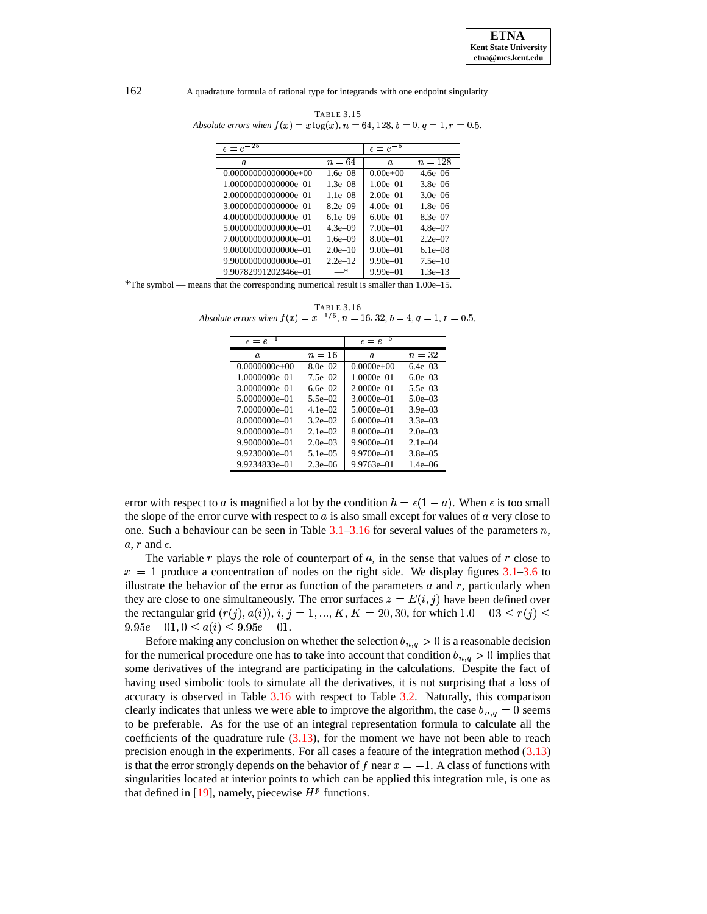TABLE 3.15

*Absolute errors when $f(x) = x\log(x)$, $n = 64, 128$, $b = 0$, $q = 1$, $r = 0.5$.*

| $\epsilon = e^{-25}$ | | $\epsilon = e^{-5}$ | |
|---|---|---|---|
| $a$ | $n = 64$ | $a$ | $n = 128$ |
| 0.00000000000000e+00 | 1.6e–08 | 0.00e+00 | 4.6e–06 |
| 1.00000000000000e–01 | 1.3e–08 | 1.00e–01 | 3.8e–06 |
| 2.00000000000000e–01 | 1.1e–08 | 2.00e–01 | 3.0e–06 |
| 3.00000000000000e–01 | 8.2e–09 | 4.00e–01 | 1.8e–06 |
| 4.00000000000000e–01 | 6.1e–09 | 6.00e–01 | 8.3e–07 |
| 5.00000000000000e–01 | 4.3e–09 | 7.00e–01 | 4.8e–07 |
| 7.00000000000000e–01 | 1.6e–09 | 8.00e–01 | 2.2e–07 |
| 9.00000000000000e–01 | 2.0e–10 | 9.00e–01 | 6.1e–08 |
| 9.90000000000000e–01 | 2.2e–12 | 9.90e–01 | 7.5e–10 |
| 9.90782991202346e–01 | —* | 9.99e–01 | 1.3e–13 |

*The symbol — means that the corresponding numerical result is smaller than 1.00e–15.

TABLE 3.16

*Absolute errors when $f(x) = x^{-1/5}$, $n = 16, 32$, $b = 4$, $q = 1$, $r = 0.5$.*

| $\epsilon = e^{-1}$ | | $\epsilon = e^{-5}$ | |
|---|---|---|---|
| $a$ | $n = 16$ | $a$ | $n = 32$ |
| 0.0000000e+00 | 8.0e–02 | 0.0000e+00 | 6.4e–03 |
| 1.0000000e–01 | 7.5e–02 | 1.0000e–01 | 6.0e–03 |
| 3.0000000e–01 | 6.6e–02 | 2.0000e–01 | 5.5e–03 |
| 5.0000000e–01 | 5.5e–02 | 3.0000e–01 | 5.0e–03 |
| 7.0000000e–01 | 4.1e–02 | 5.0000e–01 | 3.9e–03 |
| 8.0000000e–01 | 3.2e–02 | 6.0000e–01 | 3.3e–03 |
| 9.0000000e–01 | 2.1e–02 | 8.0000e–01 | 2.0e–03 |
| 9.9000000e–01 | 2.0e–03 | 9.9000e–01 | 2.1e–04 |
| 9.9230000e–01 | 5.1e–05 | 9.9700e–01 | 3.8e–05 |
| 9.9234833e–01 | 2.3e–06 | 9.9763e–01 | 1.4e–06 |

error with respect to $a$ is magnified a lot by the condition $h = \epsilon(1 - a)$. When $\epsilon$ is too small the slope of the error curve with respect to $a$ is also small except for values of $a$ very close to one. Such a behaviour can be seen in Table 3.1–3.16 for several values of the parameters $n$, $a$, $r$ and $\epsilon$.

The variable $r$ plays the role of counterpart of $a$, in the sense that values of $r$ close to $x = 1$ produce a concentration of nodes on the right side. We display figures 3.1–3.6 to illustrate the behavior of the error as function of the parameters $a$ and $r$, particularly when they are close to one simultaneously. The error surfaces $z = E(i, j)$ have been defined over the rectangular grid $(r(j), a(i))$, $i, j = 1, ..., K$, $K = 20, 30$, for which $1.0 - 03 \leq r(j) \leq 9.95e - 01$, $0 \leq a(i) \leq 9.95e - 01$.

Before making any conclusion on whether the selection $b_{n,q} > 0$ is a reasonable decision for the numerical procedure one has to take into account that condition $b_{n,q} > 0$ implies that some derivatives of the integrand are participating in the calculations. Despite the fact of having used simbolic tools to simulate all the derivatives, it is not surprising that a loss of accuracy is observed in Table 3.16 with respect to Table 3.2. Naturally, this comparison clearly indicates that unless we were able to improve the algorithm, the case $b_{n,q} = 0$ seems to be preferable. As for the use of an integral representation formula to calculate all the coefficients of the quadrature rule (3.13), for the moment we have not been able to reach precision enough in the experiments. For all cases a feature of the integration method (3.13) is that the error strongly depends on the behavior of $f$ near $x = -1$. A class of functions with singularities located at interior points to which can be applied this integration rule, is one as that defined in [19], namely, piecewise $H^p$ functions.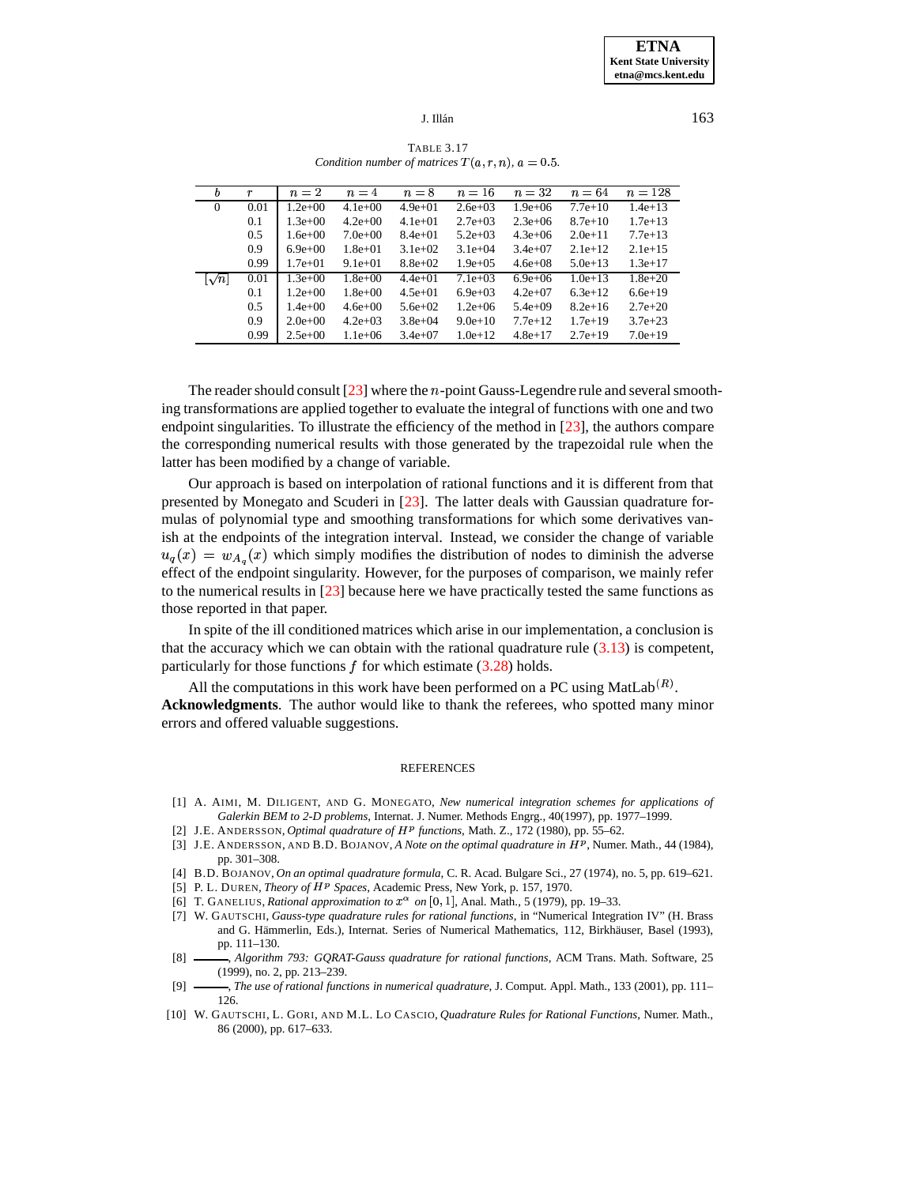TABLE 3.17
*Condition number of matrices $T(a,r,n)$, $a = 0.5$.*

| $b$ | $r$ | $n=2$ | $n=4$ | $n=8$ | $n=16$ | $n=32$ | $n=64$ | $n=128$ |
|---|---|---|---|---|---|---|---|---|
| 0 | 0.01 | 1.2e+00 | 4.1e+00 | 4.9e+01 | 2.6e+03 | 1.9e+06 | 7.7e+10 | 1.4e+13 |
| | 0.1 | 1.3e+00 | 4.2e+00 | 4.1e+01 | 2.7e+03 | 2.3e+06 | 8.7e+10 | 1.7e+13 |
| | 0.5 | 1.6e+00 | 7.0e+00 | 8.4e+01 | 5.2e+03 | 4.3e+06 | 2.0e+11 | 7.7e+13 |
| | 0.9 | 6.9e+00 | 1.8e+01 | 3.1e+02 | 3.1e+04 | 3.4e+07 | 2.1e+12 | 2.1e+15 |
| | 0.99 | 1.7e+01 | 9.1e+01 | 8.8e+02 | 1.9e+05 | 4.6e+08 | 5.0e+13 | 1.3e+17 |
| $[\sqrt{n}]$ | 0.01 | 1.3e+00 | 1.8e+00 | 4.4e+01 | 7.1e+03 | 6.9e+06 | 1.0e+13 | 1.8e+20 |
| | 0.1 | 1.2e+00 | 1.8e+00 | 4.5e+01 | 6.9e+03 | 4.2e+07 | 6.3e+12 | 6.6e+19 |
| | 0.5 | 1.4e+00 | 4.6e+00 | 5.6e+02 | 1.2e+06 | 5.4e+09 | 8.2e+16 | 2.7e+20 |
| | 0.9 | 2.0e+00 | 4.2e+03 | 3.8e+04 | 9.0e+10 | 7.7e+12 | 1.7e+19 | 3.7e+23 |
| | 0.99 | 2.5e+00 | 1.1e+06 | 3.4e+07 | 1.0e+12 | 4.8e+17 | 2.7e+19 | 7.0e+19 |

The reader should consult [23] where the $n$-point Gauss-Legendre rule and several smoothing transformations are applied together to evaluate the integral of functions with one and two endpoint singularities. To illustrate the efficiency of the method in [23], the authors compare the corresponding numerical results with those generated by the trapezoidal rule when the latter has been modified by a change of variable.

Our approach is based on interpolation of rational functions and it is different from that presented by Monegato and Scuderi in [23]. The latter deals with Gaussian quadrature formulas of polynomial type and smoothing transformations for which some derivatives vanish at the endpoints of the integration interval. Instead, we consider the change of variable $u_q(x) = w_{A_q}(x)$ which simply modifies the distribution of nodes to diminish the adverse effect of the endpoint singularity. However, for the purposes of comparison, we mainly refer to the numerical results in [23] because here we have practically tested the same functions as those reported in that paper.

In spite of the ill conditioned matrices which arise in our implementation, a conclusion is that the accuracy which we can obtain with the rational quadrature rule (3.13) is competent, particularly for those functions $f$ for which estimate (3.28) holds.

All the computations in this work have been performed on a PC using MatLab$^{(R)}$.

**Acknowledgments**. The author would like to thank the referees, who spotted many minor errors and offered valuable suggestions.

## REFERENCES

[1] A. AIMI, M. DILIGENT, AND G. MONEGATO, *New numerical integration schemes for applications of Galerkin BEM to 2-D problems*, Internat. J. Numer. Methods Engrg., 40(1997), pp. 1977–1999.

[2] J.E. ANDERSSON, *Optimal quadrature of $H^p$ functions*, Math. Z., 172 (1980), pp. 55–62.

[3] J.E. ANDERSSON, AND B.D. BOJANOV, *A Note on the optimal quadrature in $H^p$*, Numer. Math., 44 (1984), pp. 301–308.

[4] B.D. BOJANOV, *On an optimal quadrature formula*, C. R. Acad. Bulgare Sci., 27 (1974), no. 5, pp. 619–621.

[5] P. L. DUREN, *Theory of $H^p$ Spaces*, Academic Press, New York, p. 157, 1970.

[6] T. GANELIUS, *Rational approximation to $x^\alpha$ on $[0,1]$*, Anal. Math., 5 (1979), pp. 19–33.

[7] W. GAUTSCHI, *Gauss-type quadrature rules for rational functions*, in "Numerical Integration IV" (H. Brass and G. Hämmerlin, Eds.), Internat. Series of Numerical Mathematics, 112, Birkhäuser, Basel (1993), pp. 111–130.

[8] ———, *Algorithm 793: GQRAT-Gauss quadrature for rational functions*, ACM Trans. Math. Software, 25 (1999), no. 2, pp. 213–239.

[9] ———, *The use of rational functions in numerical quadrature*, J. Comput. Appl. Math., 133 (2001), pp. 111–126.

[10] W. GAUTSCHI, L. GORI, AND M.L. LO CASCIO, *Quadrature Rules for Rational Functions*, Numer. Math., 86 (2000), pp. 617–633.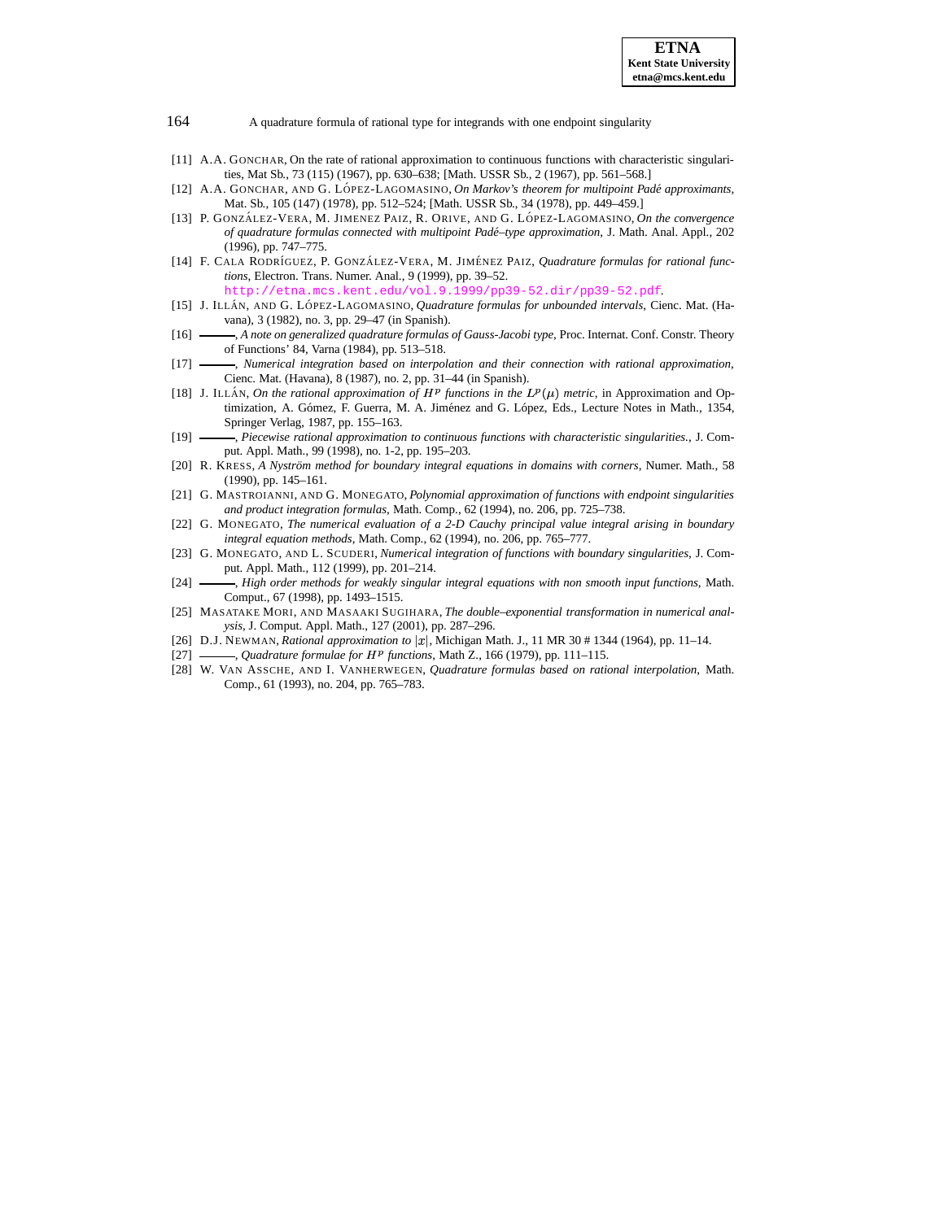[11] A.A. GONCHAR, On the rate of rational approximation to continuous functions with characteristic singularities, Mat Sb., 73 (115) (1967), pp. 630–638; [Math. USSR Sb., 2 (1967), pp. 561–568.]

[12] A.A. GONCHAR, AND G. LÓPEZ-LAGOMASINO, *On Markov's theorem for multipoint Padé approximants*, Mat. Sb., 105 (147) (1978), pp. 512–524; [Math. USSR Sb., 34 (1978), pp. 449–459.]

[13] P. GONZÁLEZ-VERA, M. JIMENEZ PAIZ, R. ORIVE, AND G. LÓPEZ-LAGOMASINO, *On the convergence of quadrature formulas connected with multipoint Padé–type approximation*, J. Math. Anal. Appl., 202 (1996), pp. 747–775.

[14] F. CALA RODRÍGUEZ, P. GONZÁLEZ-VERA, M. JIMÉNEZ PAIZ, *Quadrature formulas for rational functions*, Electron. Trans. Numer. Anal., 9 (1999), pp. 39–52. http://etna.mcs.kent.edu/vol.9.1999/pp39-52.dir/pp39-52.pdf.

[15] J. ILLÁN, AND G. LÓPEZ-LAGOMASINO, *Quadrature formulas for unbounded intervals*, Cienc. Mat. (Havana), 3 (1982), no. 3, pp. 29–47 (in Spanish).

[16] ———, *A note on generalized quadrature formulas of Gauss-Jacobi type*, Proc. Internat. Conf. Constr. Theory of Functions' 84, Varna (1984), pp. 513–518.

[17] ———, *Numerical integration based on interpolation and their connection with rational approximation*, Cienc. Mat. (Havana), 8 (1987), no. 2, pp. 31–44 (in Spanish).

[18] J. ILLÁN, *On the rational approximation of $H^p$ functions in the $L^p(\mu)$ metric*, in Approximation and Optimization, A. Gómez, F. Guerra, M. A. Jiménez and G. López, Eds., Lecture Notes in Math., 1354, Springer Verlag, 1987, pp. 155–163.

[19] ———, *Piecewise rational approximation to continuous functions with characteristic singularities.*, J. Comput. Appl. Math., 99 (1998), no. 1-2, pp. 195–203.

[20] R. KRESS, *A Nyström method for boundary integral equations in domains with corners*, Numer. Math., 58 (1990), pp. 145–161.

[21] G. MASTROIANNI, AND G. MONEGATO, *Polynomial approximation of functions with endpoint singularities and product integration formulas*, Math. Comp., 62 (1994), no. 206, pp. 725–738.

[22] G. MONEGATO, *The numerical evaluation of a 2-D Cauchy principal value integral arising in boundary integral equation methods*, Math. Comp., 62 (1994), no. 206, pp. 765–777.

[23] G. MONEGATO, AND L. SCUDERI, *Numerical integration of functions with boundary singularities*, J. Comput. Appl. Math., 112 (1999), pp. 201–214.

[24] ———, *High order methods for weakly singular integral equations with non smooth input functions*, Math. Comput., 67 (1998), pp. 1493–1515.

[25] MASATAKE MORI, AND MASAAKI SUGIHARA, *The double–exponential transformation in numerical analysis*, J. Comput. Appl. Math., 127 (2001), pp. 287–296.

[26] D.J. NEWMAN, *Rational approximation to $|x|$*, Michigan Math. J., 11 MR 30 # 1344 (1964), pp. 11–14.

[27] ———, *Quadrature formulae for $H^p$ functions*, Math Z., 166 (1979), pp. 111–115.

[28] W. VAN ASSCHE, AND I. VANHERWEGEN, *Quadrature formulas based on rational interpolation*, Math. Comp., 61 (1993), no. 204, pp. 765–783.